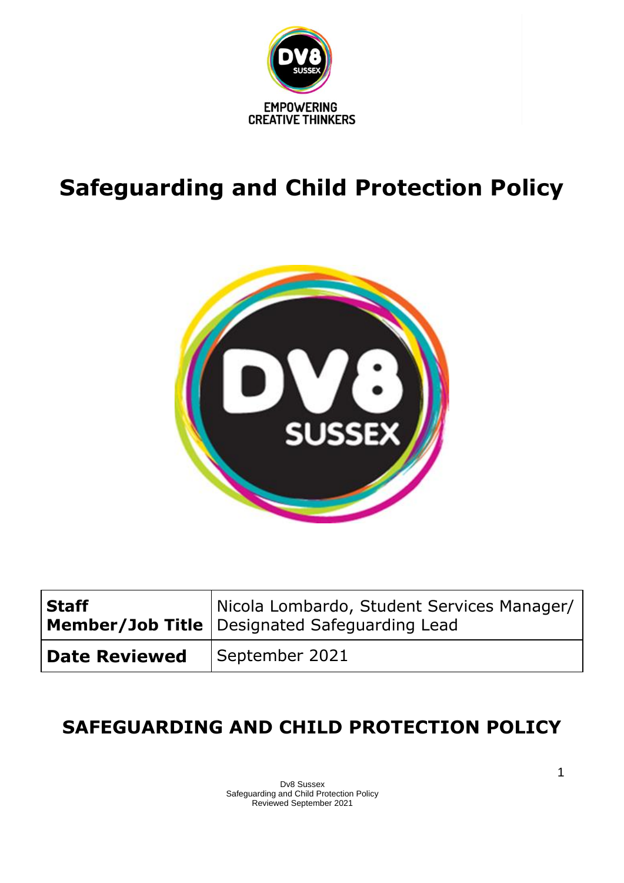# Safeguarding and Child Protection Policy

| Staff Member/Job Title | Nicola Lombardo, Student Services Manager/ Designated Safeguarding Lead |
| --- | --- |
| Date Reviewed | September 2021 |

## SAFEGUARDING AND CHILD PROTECTION POLICY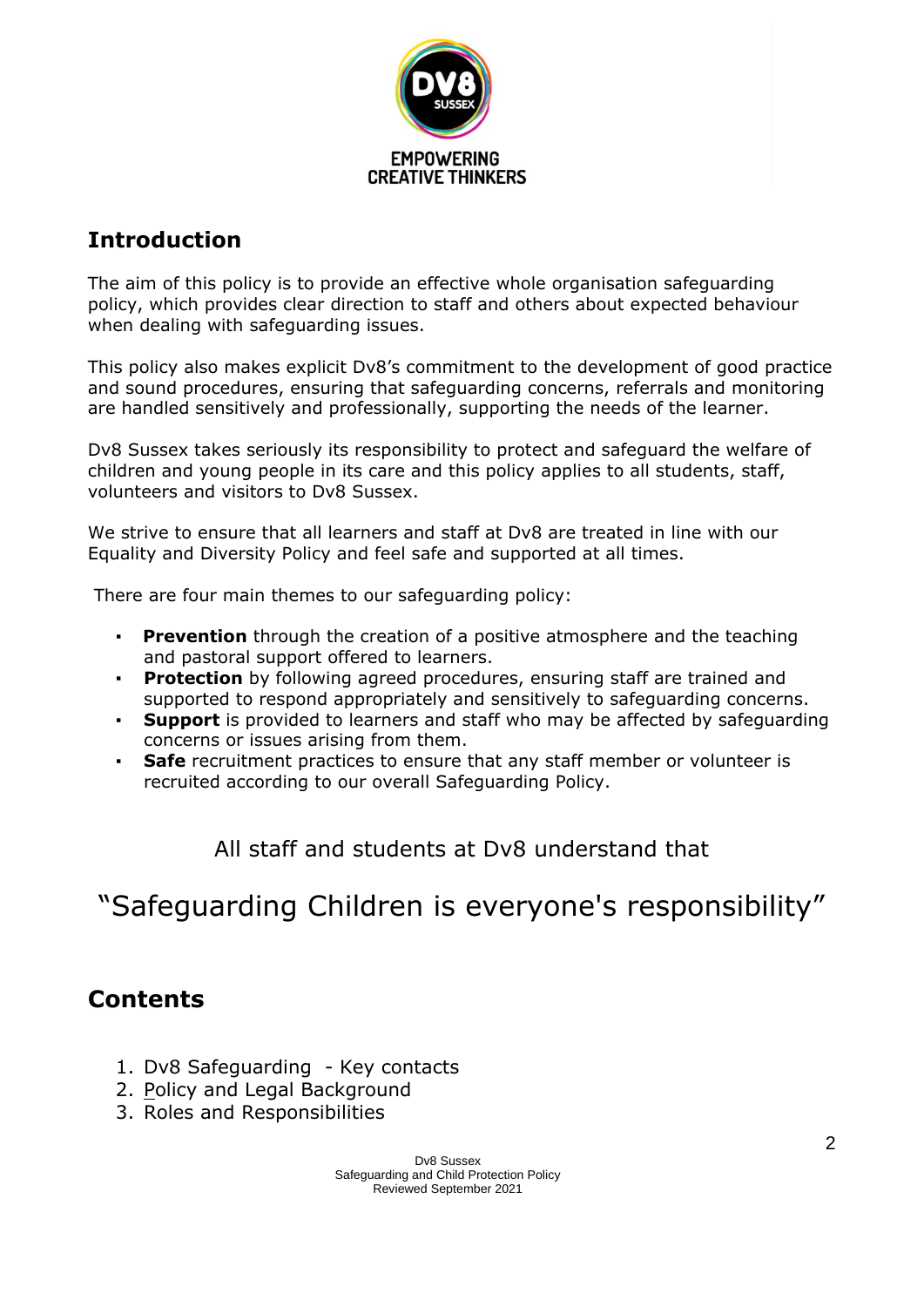EMPOWERING
CREATIVE THINKERS

## Introduction

The aim of this policy is to provide an effective whole organisation safeguarding policy, which provides clear direction to staff and others about expected behaviour when dealing with safeguarding issues.

This policy also makes explicit Dv8's commitment to the development of good practice and sound procedures, ensuring that safeguarding concerns, referrals and monitoring are handled sensitively and professionally, supporting the needs of the learner.

Dv8 Sussex takes seriously its responsibility to protect and safeguard the welfare of children and young people in its care and this policy applies to all students, staff, volunteers and visitors to Dv8 Sussex.

We strive to ensure that all learners and staff at Dv8 are treated in line with our Equality and Diversity Policy and feel safe and supported at all times.

There are four main themes to our safeguarding policy:

- **Prevention** through the creation of a positive atmosphere and the teaching and pastoral support offered to learners.
- **Protection** by following agreed procedures, ensuring staff are trained and supported to respond appropriately and sensitively to safeguarding concerns.
- **Support** is provided to learners and staff who may be affected by safeguarding concerns or issues arising from them.
- **Safe** recruitment practices to ensure that any staff member or volunteer is recruited according to our overall Safeguarding Policy.

All staff and students at Dv8 understand that

"Safeguarding Children is everyone's responsibility"

## Contents

1. Dv8 Safeguarding - Key contacts
2. Policy and Legal Background
3. Roles and Responsibilities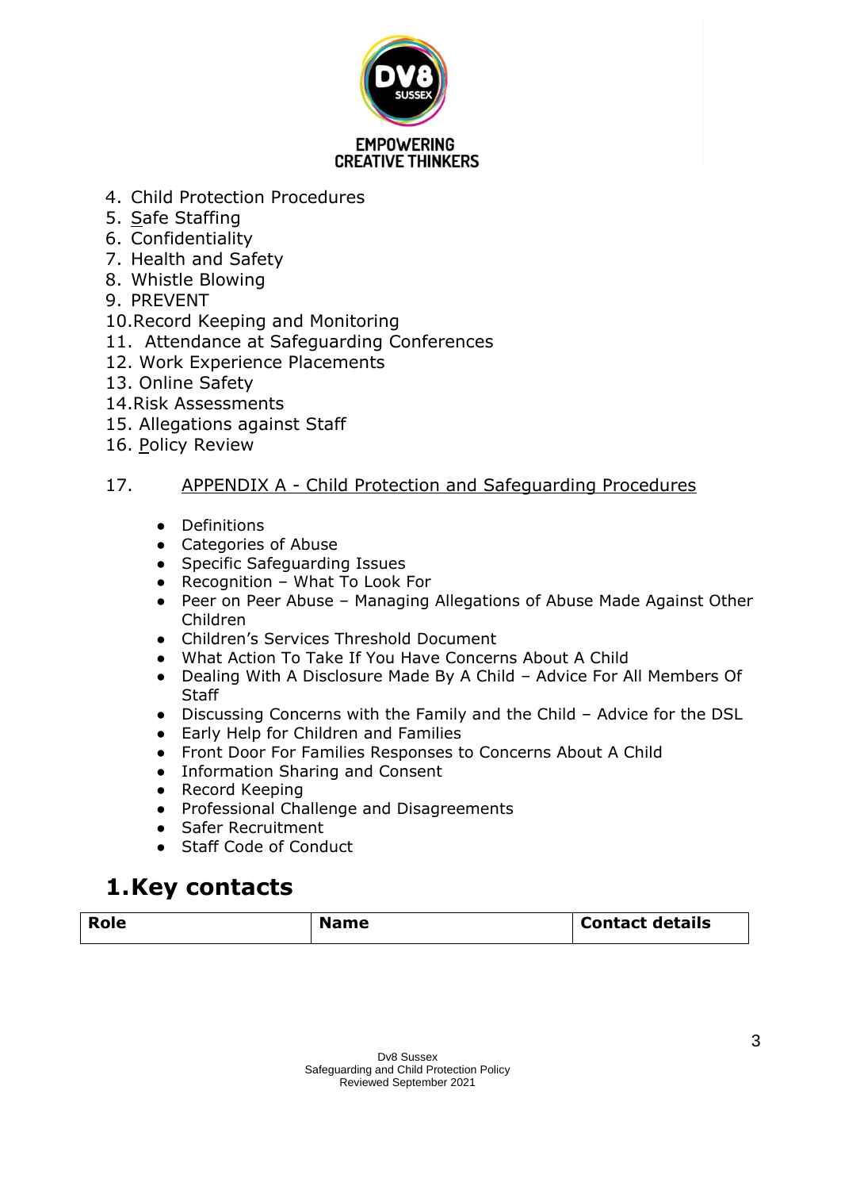4. Child Protection Procedures
5. Safe Staffing
6. Confidentiality
7. Health and Safety
8. Whistle Blowing
9. PREVENT
10. Record Keeping and Monitoring
11. Attendance at Safeguarding Conferences
12. Work Experience Placements
13. Online Safety
14. Risk Assessments
15. Allegations against Staff
16. Policy Review

17. APPENDIX A - Child Protection and Safeguarding Procedures

- Definitions
- Categories of Abuse
- Specific Safeguarding Issues
- Recognition – What To Look For
- Peer on Peer Abuse – Managing Allegations of Abuse Made Against Other Children
- Children's Services Threshold Document
- What Action To Take If You Have Concerns About A Child
- Dealing With A Disclosure Made By A Child – Advice For All Members Of Staff
- Discussing Concerns with the Family and the Child – Advice for the DSL
- Early Help for Children and Families
- Front Door For Families Responses to Concerns About A Child
- Information Sharing and Consent
- Record Keeping
- Professional Challenge and Disagreements
- Safer Recruitment
- Staff Code of Conduct

# 1. Key contacts

| Role | Name | Contact details |
|---|---|---|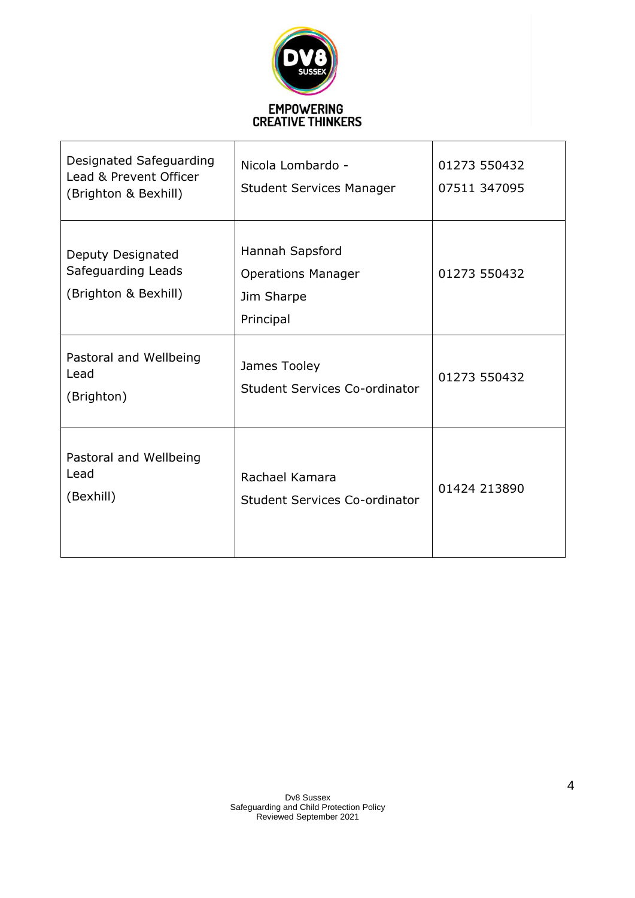EMPOWERING CREATIVE THINKERS

| Designated Safeguarding Lead & Prevent Officer (Brighton & Bexhill) | Nicola Lombardo - Student Services Manager | 01273 550432<br>07511 347095 |
|---|---|---|
| Deputy Designated Safeguarding Leads (Brighton & Bexhill) | Hannah Sapsford<br>Operations Manager<br>Jim Sharpe<br>Principal | 01273 550432 |
| Pastoral and Wellbeing Lead (Brighton) | James Tooley<br>Student Services Co-ordinator | 01273 550432 |
| Pastoral and Wellbeing Lead (Bexhill) | Rachael Kamara<br>Student Services Co-ordinator | 01424 213890 |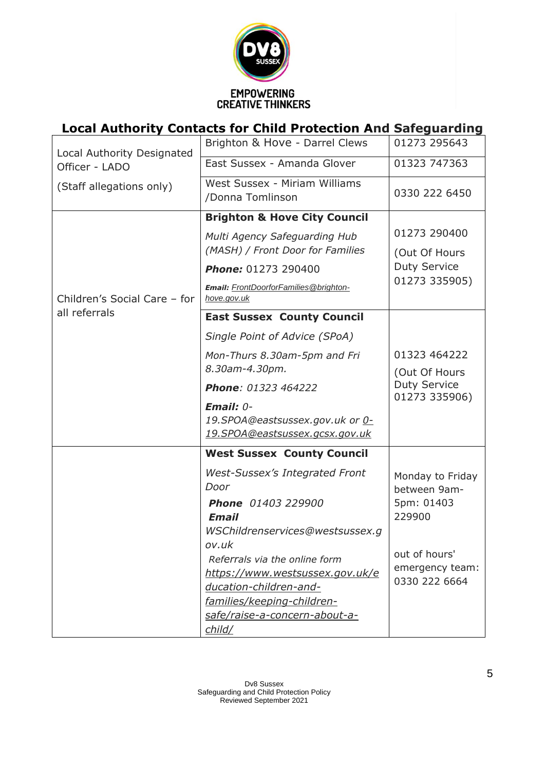EMPOWERING CREATIVE THINKERS

## Local Authority Contacts for Child Protection And Safeguarding

| | | |
|---|---|---|
| Local Authority Designated Officer - LADO<br><br>(Staff allegations only) | Brighton & Hove - Darrel Clews | 01273 295643 |
| | East Sussex - Amanda Glover | 01323 747363 |
| | West Sussex - Miriam Williams /Donna Tomlinson | 0330 222 6450 |
| Children's Social Care – for all referrals | **Brighton & Hove City Council**<br><br>*Multi Agency Safeguarding Hub (MASH) / Front Door for Families*<br><br>***Phone:*** 01273 290400<br><br>***Email:*** *FrontDoorforFamilies@brighton-hove.gov.uk* | 01273 290400<br><br>(Out Of Hours Duty Service 01273 335905) |
| | **East Sussex County Council**<br><br>*Single Point of Advice (SPoA)*<br><br>*Mon-Thurs 8.30am-5pm and Fri 8.30am-4.30pm.*<br><br>***Phone****: 01323 464222*<br><br>***Email:*** *0-19.SPOA@eastsussex.gov.uk or 0-19.SPOA@eastsussex.gcsx.gov.uk* | 01323 464222<br><br>(Out Of Hours Duty Service 01273 335906) |
| | **West Sussex County Council**<br><br>*West-Sussex's Integrated Front Door*<br><br>***Phone*** *01403 229900*<br><br>***Email*** *WSChildrenservices@westsussex.gov.uk*<br><br>*Referrals via the online form https://www.westsussex.gov.uk/education-children-and-families/keeping-children-safe/raise-a-concern-about-a-child/* | Monday to Friday between 9am-5pm: 01403 229900<br><br>out of hours' emergency team: 0330 222 6664 |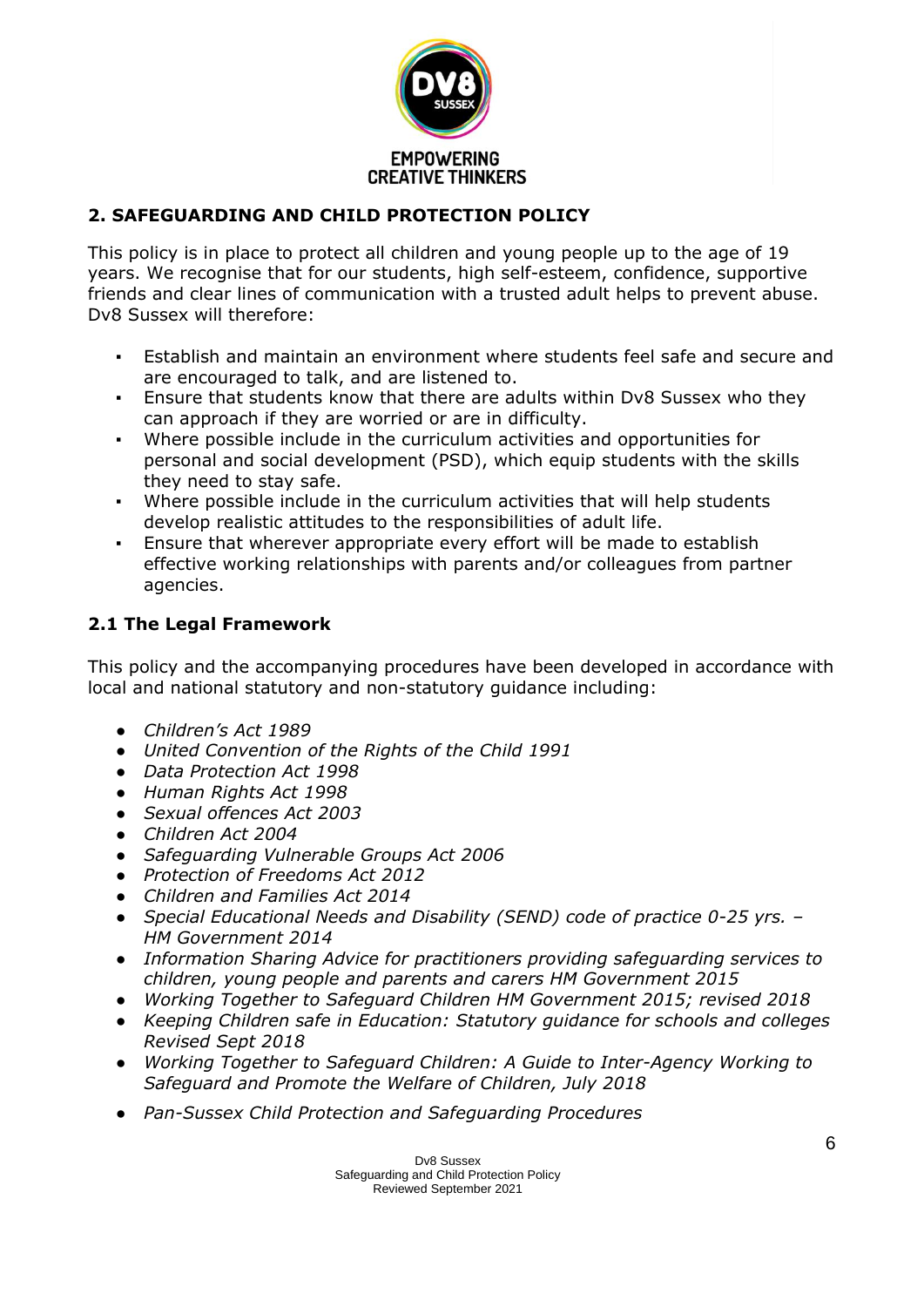## 2. SAFEGUARDING AND CHILD PROTECTION POLICY

This policy is in place to protect all children and young people up to the age of 19 years. We recognise that for our students, high self-esteem, confidence, supportive friends and clear lines of communication with a trusted adult helps to prevent abuse. Dv8 Sussex will therefore:

- Establish and maintain an environment where students feel safe and secure and are encouraged to talk, and are listened to.
- Ensure that students know that there are adults within Dv8 Sussex who they can approach if they are worried or are in difficulty.
- Where possible include in the curriculum activities and opportunities for personal and social development (PSD), which equip students with the skills they need to stay safe.
- Where possible include in the curriculum activities that will help students develop realistic attitudes to the responsibilities of adult life.
- Ensure that wherever appropriate every effort will be made to establish effective working relationships with parents and/or colleagues from partner agencies.

### 2.1 The Legal Framework

This policy and the accompanying procedures have been developed in accordance with local and national statutory and non-statutory guidance including:

- *Children's Act 1989*
- *United Convention of the Rights of the Child 1991*
- *Data Protection Act 1998*
- *Human Rights Act 1998*
- *Sexual offences Act 2003*
- *Children Act 2004*
- *Safeguarding Vulnerable Groups Act 2006*
- *Protection of Freedoms Act 2012*
- *Children and Families Act 2014*
- *Special Educational Needs and Disability (SEND) code of practice 0-25 yrs. – HM Government 2014*
- *Information Sharing Advice for practitioners providing safeguarding services to children, young people and parents and carers HM Government 2015*
- *Working Together to Safeguard Children HM Government 2015; revised 2018*
- *Keeping Children safe in Education: Statutory guidance for schools and colleges Revised Sept 2018*
- *Working Together to Safeguard Children: A Guide to Inter-Agency Working to Safeguard and Promote the Welfare of Children, July 2018*
- *Pan-Sussex Child Protection and Safeguarding Procedures*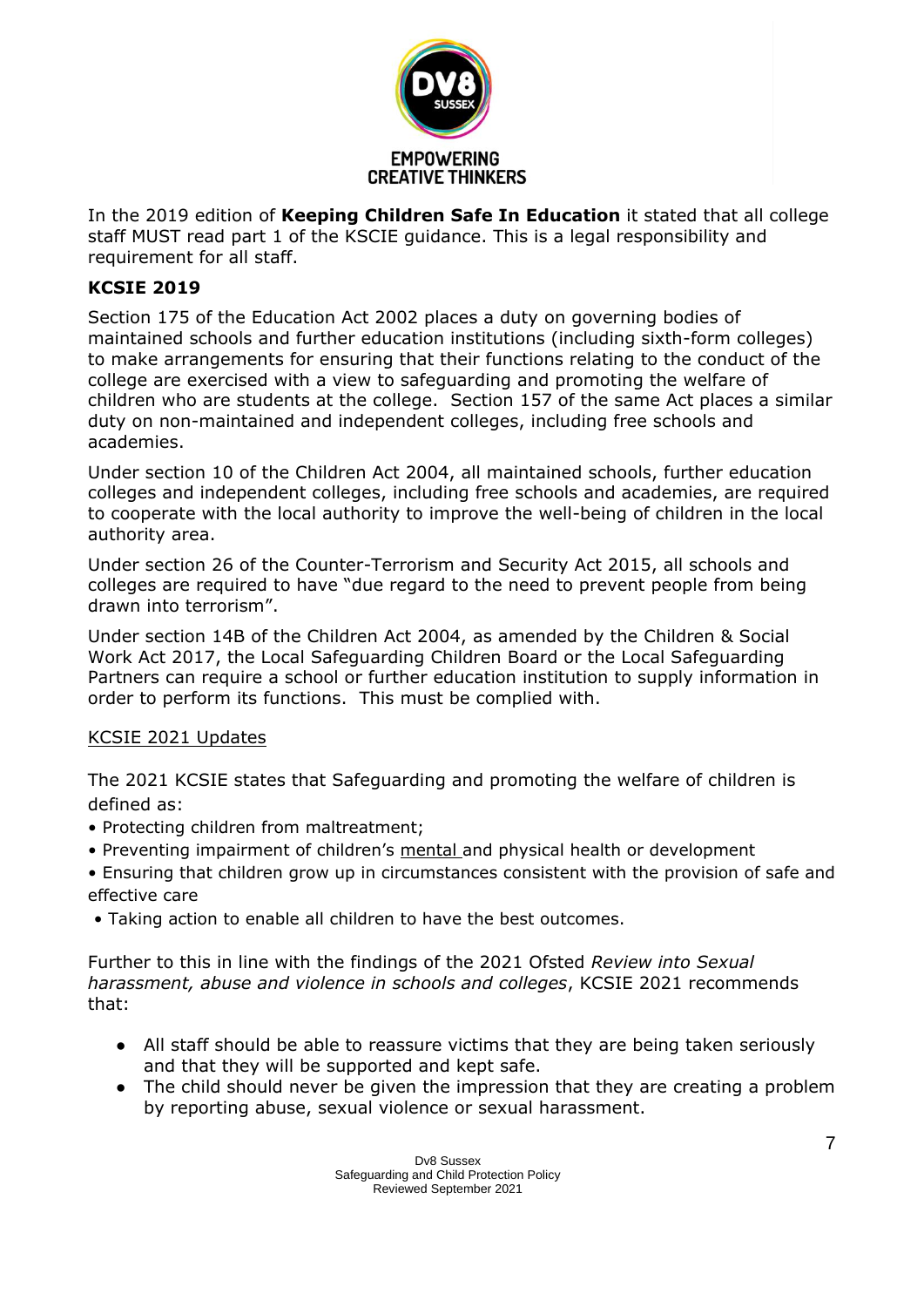In the 2019 edition of **Keeping Children Safe In Education** it stated that all college staff MUST read part 1 of the KSCIE guidance. This is a legal responsibility and requirement for all staff.

**KCSIE 2019**

Section 175 of the Education Act 2002 places a duty on governing bodies of maintained schools and further education institutions (including sixth-form colleges) to make arrangements for ensuring that their functions relating to the conduct of the college are exercised with a view to safeguarding and promoting the welfare of children who are students at the college. Section 157 of the same Act places a similar duty on non-maintained and independent colleges, including free schools and academies.

Under section 10 of the Children Act 2004, all maintained schools, further education colleges and independent colleges, including free schools and academies, are required to cooperate with the local authority to improve the well-being of children in the local authority area.

Under section 26 of the Counter-Terrorism and Security Act 2015, all schools and colleges are required to have "due regard to the need to prevent people from being drawn into terrorism".

Under section 14B of the Children Act 2004, as amended by the Children & Social Work Act 2017, the Local Safeguarding Children Board or the Local Safeguarding Partners can require a school or further education institution to supply information in order to perform its functions. This must be complied with.

KCSIE 2021 Updates

The 2021 KCSIE states that Safeguarding and promoting the welfare of children is defined as:

- Protecting children from maltreatment;
- Preventing impairment of children's mental and physical health or development
- Ensuring that children grow up in circumstances consistent with the provision of safe and effective care
- Taking action to enable all children to have the best outcomes.

Further to this in line with the findings of the 2021 Ofsted *Review into Sexual harassment, abuse and violence in schools and colleges*, KCSIE 2021 recommends that:

- All staff should be able to reassure victims that they are being taken seriously and that they will be supported and kept safe.
- The child should never be given the impression that they are creating a problem by reporting abuse, sexual violence or sexual harassment.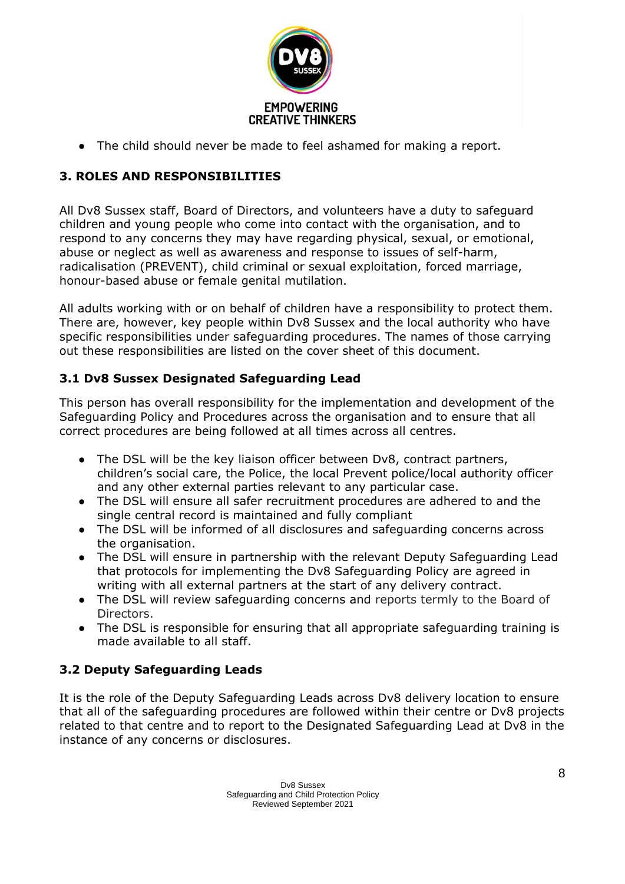- The child should never be made to feel ashamed for making a report.

## 3. ROLES AND RESPONSIBILITIES

All Dv8 Sussex staff, Board of Directors, and volunteers have a duty to safeguard children and young people who come into contact with the organisation, and to respond to any concerns they may have regarding physical, sexual, or emotional, abuse or neglect as well as awareness and response to issues of self-harm, radicalisation (PREVENT), child criminal or sexual exploitation, forced marriage, honour-based abuse or female genital mutilation.

All adults working with or on behalf of children have a responsibility to protect them. There are, however, key people within Dv8 Sussex and the local authority who have specific responsibilities under safeguarding procedures. The names of those carrying out these responsibilities are listed on the cover sheet of this document.

### 3.1 Dv8 Sussex Designated Safeguarding Lead

This person has overall responsibility for the implementation and development of the Safeguarding Policy and Procedures across the organisation and to ensure that all correct procedures are being followed at all times across all centres.

- The DSL will be the key liaison officer between Dv8, contract partners, children's social care, the Police, the local Prevent police/local authority officer and any other external parties relevant to any particular case.
- The DSL will ensure all safer recruitment procedures are adhered to and the single central record is maintained and fully compliant
- The DSL will be informed of all disclosures and safeguarding concerns across the organisation.
- The DSL will ensure in partnership with the relevant Deputy Safeguarding Lead that protocols for implementing the Dv8 Safeguarding Policy are agreed in writing with all external partners at the start of any delivery contract.
- The DSL will review safeguarding concerns and reports termly to the Board of Directors.
- The DSL is responsible for ensuring that all appropriate safeguarding training is made available to all staff.

### 3.2 Deputy Safeguarding Leads

It is the role of the Deputy Safeguarding Leads across Dv8 delivery location to ensure that all of the safeguarding procedures are followed within their centre or Dv8 projects related to that centre and to report to the Designated Safeguarding Lead at Dv8 in the instance of any concerns or disclosures.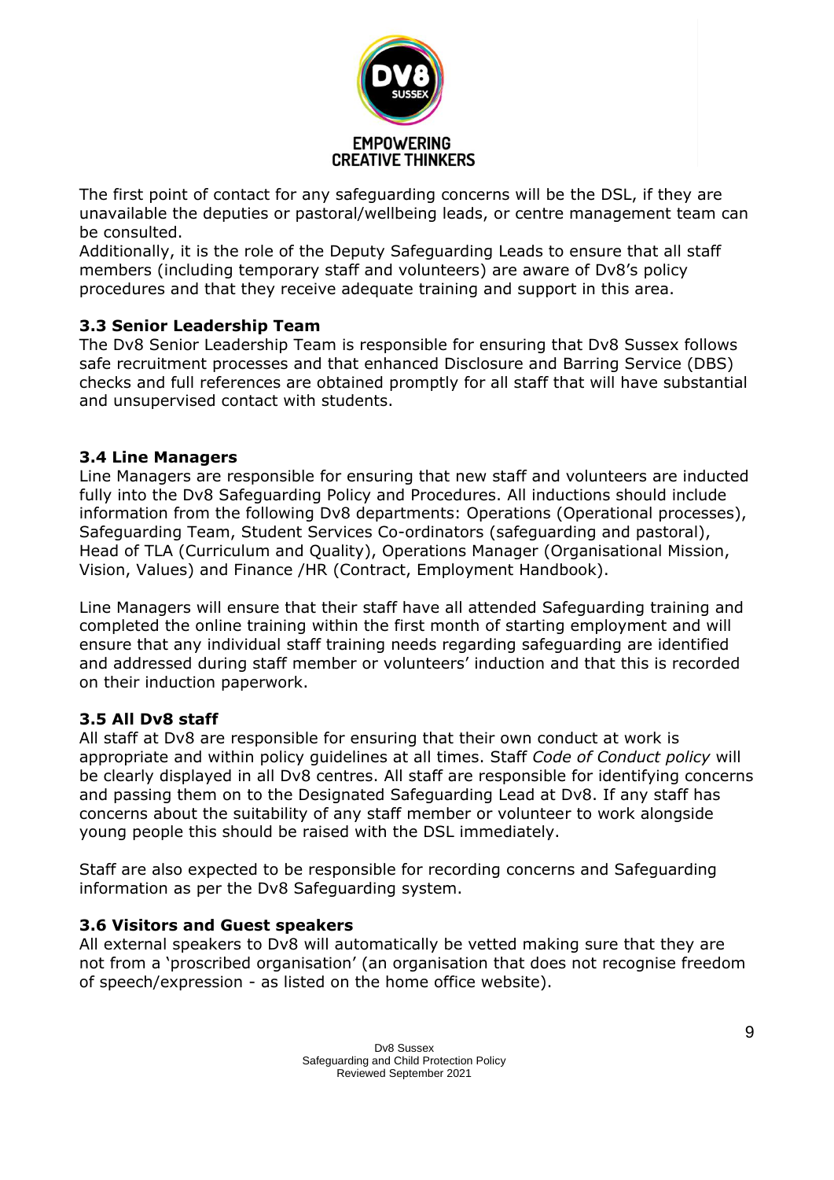The first point of contact for any safeguarding concerns will be the DSL, if they are unavailable the deputies or pastoral/wellbeing leads, or centre management team can be consulted.
Additionally, it is the role of the Deputy Safeguarding Leads to ensure that all staff members (including temporary staff and volunteers) are aware of Dv8's policy procedures and that they receive adequate training and support in this area.

### 3.3 Senior Leadership Team

The Dv8 Senior Leadership Team is responsible for ensuring that Dv8 Sussex follows safe recruitment processes and that enhanced Disclosure and Barring Service (DBS) checks and full references are obtained promptly for all staff that will have substantial and unsupervised contact with students.

### 3.4 Line Managers

Line Managers are responsible for ensuring that new staff and volunteers are inducted fully into the Dv8 Safeguarding Policy and Procedures. All inductions should include information from the following Dv8 departments: Operations (Operational processes), Safeguarding Team, Student Services Co-ordinators (safeguarding and pastoral), Head of TLA (Curriculum and Quality), Operations Manager (Organisational Mission, Vision, Values) and Finance /HR (Contract, Employment Handbook).

Line Managers will ensure that their staff have all attended Safeguarding training and completed the online training within the first month of starting employment and will ensure that any individual staff training needs regarding safeguarding are identified and addressed during staff member or volunteers' induction and that this is recorded on their induction paperwork.

### 3.5 All Dv8 staff

All staff at Dv8 are responsible for ensuring that their own conduct at work is appropriate and within policy guidelines at all times. Staff *Code of Conduct policy* will be clearly displayed in all Dv8 centres. All staff are responsible for identifying concerns and passing them on to the Designated Safeguarding Lead at Dv8. If any staff has concerns about the suitability of any staff member or volunteer to work alongside young people this should be raised with the DSL immediately.

Staff are also expected to be responsible for recording concerns and Safeguarding information as per the Dv8 Safeguarding system.

### 3.6 Visitors and Guest speakers

All external speakers to Dv8 will automatically be vetted making sure that they are not from a 'proscribed organisation' (an organisation that does not recognise freedom of speech/expression - as listed on the home office website).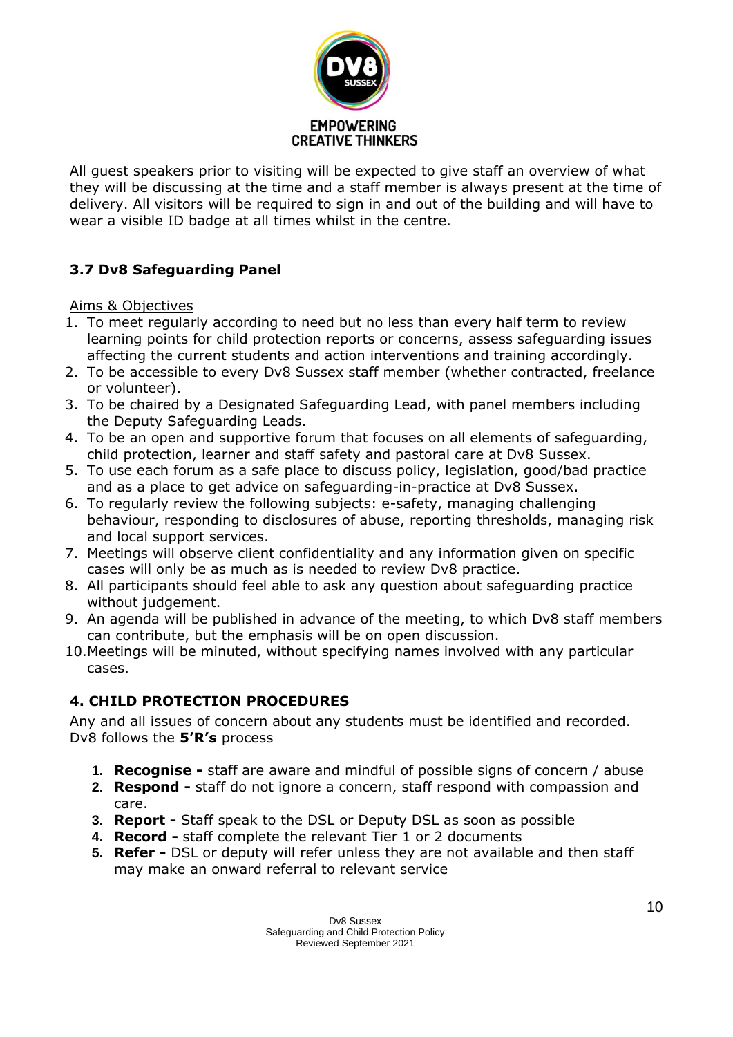All guest speakers prior to visiting will be expected to give staff an overview of what they will be discussing at the time and a staff member is always present at the time of delivery. All visitors will be required to sign in and out of the building and will have to wear a visible ID badge at all times whilst in the centre.

### 3.7 Dv8 Safeguarding Panel

Aims & Objectives

1. To meet regularly according to need but no less than every half term to review learning points for child protection reports or concerns, assess safeguarding issues affecting the current students and action interventions and training accordingly.
2. To be accessible to every Dv8 Sussex staff member (whether contracted, freelance or volunteer).
3. To be chaired by a Designated Safeguarding Lead, with panel members including the Deputy Safeguarding Leads.
4. To be an open and supportive forum that focuses on all elements of safeguarding, child protection, learner and staff safety and pastoral care at Dv8 Sussex.
5. To use each forum as a safe place to discuss policy, legislation, good/bad practice and as a place to get advice on safeguarding-in-practice at Dv8 Sussex.
6. To regularly review the following subjects: e-safety, managing challenging behaviour, responding to disclosures of abuse, reporting thresholds, managing risk and local support services.
7. Meetings will observe client confidentiality and any information given on specific cases will only be as much as is needed to review Dv8 practice.
8. All participants should feel able to ask any question about safeguarding practice without judgement.
9. An agenda will be published in advance of the meeting, to which Dv8 staff members can contribute, but the emphasis will be on open discussion.
10. Meetings will be minuted, without specifying names involved with any particular cases.

## 4. CHILD PROTECTION PROCEDURES

Any and all issues of concern about any students must be identified and recorded. Dv8 follows the **5'R's** process

1. **Recognise -** staff are aware and mindful of possible signs of concern / abuse
2. **Respond -** staff do not ignore a concern, staff respond with compassion and care.
3. **Report -** Staff speak to the DSL or Deputy DSL as soon as possible
4. **Record -** staff complete the relevant Tier 1 or 2 documents
5. **Refer -** DSL or deputy will refer unless they are not available and then staff may make an onward referral to relevant service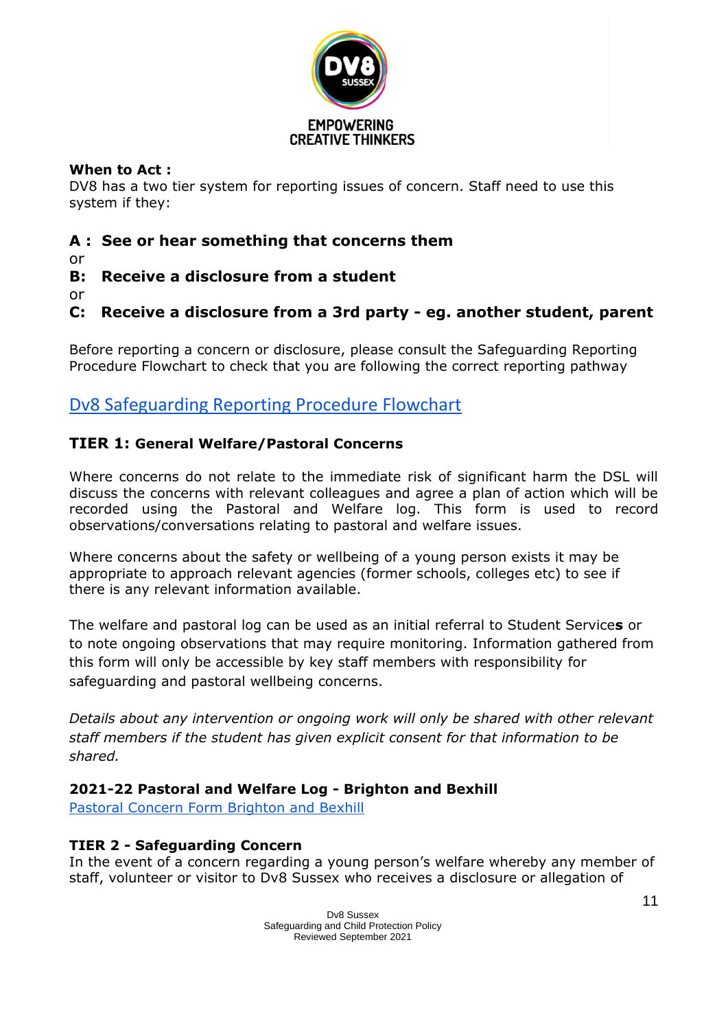**When to Act :**
DV8 has a two tier system for reporting issues of concern. Staff need to use this system if they:

**A : See or hear something that concerns them**
or
**B: Receive a disclosure from a student**
or
**C: Receive a disclosure from a 3rd party - eg. another student, parent**

Before reporting a concern or disclosure, please consult the Safeguarding Reporting Procedure Flowchart to check that you are following the correct reporting pathway

Dv8 Safeguarding Reporting Procedure Flowchart

**TIER 1: General Welfare/Pastoral Concerns**

Where concerns do not relate to the immediate risk of significant harm the DSL will discuss the concerns with relevant colleagues and agree a plan of action which will be recorded using the Pastoral and Welfare log. This form is used to record observations/conversations relating to pastoral and welfare issues.

Where concerns about the safety or wellbeing of a young person exists it may be appropriate to approach relevant agencies (former schools, colleges etc) to see if there is any relevant information available.

The welfare and pastoral log can be used as an initial referral to Student Service**s** or to note ongoing observations that may require monitoring. Information gathered from this form will only be accessible by key staff members with responsibility for safeguarding and pastoral wellbeing concerns.

*Details about any intervention or ongoing work will only be shared with other relevant staff members if the student has given explicit consent for that information to be shared.*

**2021-22 Pastoral and Welfare Log - Brighton and Bexhill**
Pastoral Concern Form Brighton and Bexhill

**TIER 2 - Safeguarding Concern**
In the event of a concern regarding a young person's welfare whereby any member of staff, volunteer or visitor to Dv8 Sussex who receives a disclosure or allegation of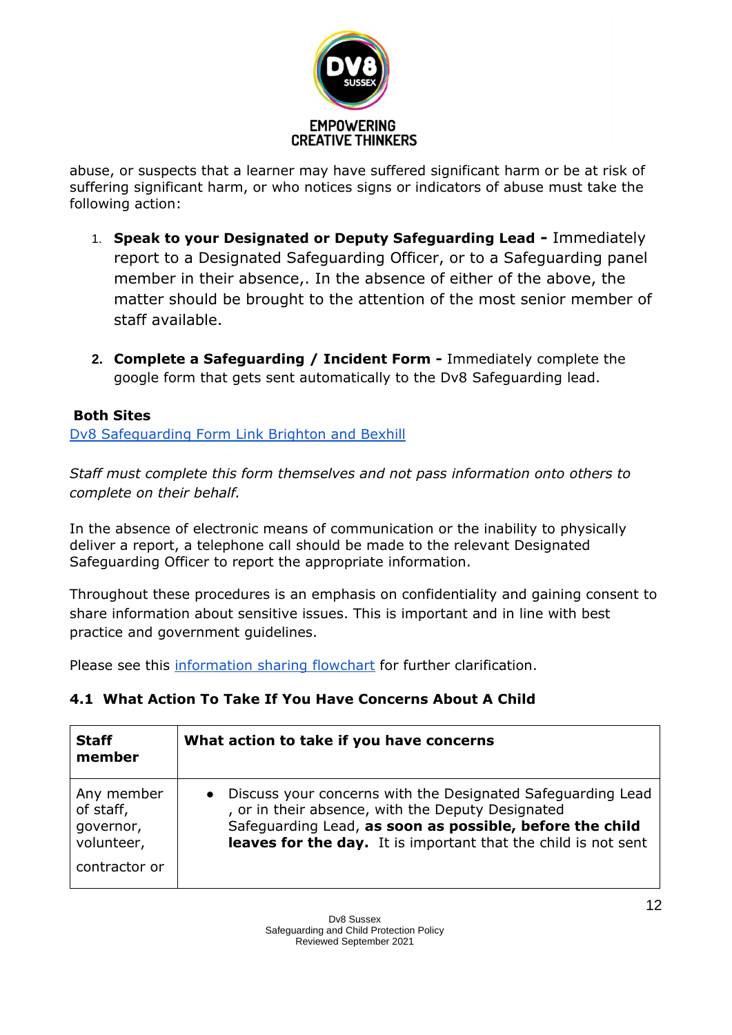abuse, or suspects that a learner may have suffered significant harm or be at risk of suffering significant harm, or who notices signs or indicators of abuse must take the following action:

1. **Speak to your Designated or Deputy Safeguarding Lead -** Immediately report to a Designated Safeguarding Officer, or to a Safeguarding panel member in their absence,. In the absence of either of the above, the matter should be brought to the attention of the most senior member of staff available.

2. **Complete a Safeguarding / Incident Form -** Immediately complete the google form that gets sent automatically to the Dv8 Safeguarding lead.

**Both Sites**

[Dv8 Safeguarding Form Link Brighton and Bexhill]()

*Staff must complete this form themselves and not pass information onto others to complete on their behalf.*

In the absence of electronic means of communication or the inability to physically deliver a report, a telephone call should be made to the relevant Designated Safeguarding Officer to report the appropriate information.

Throughout these procedures is an emphasis on confidentiality and gaining consent to share information about sensitive issues. This is important and in line with best practice and government guidelines.

Please see this [information sharing flowchart]() for further clarification.

### 4.1 What Action To Take If You Have Concerns About A Child

| **Staff member** | **What action to take if you have concerns** |
|---|---|
| Any member of staff, governor, volunteer, contractor or | • Discuss your concerns with the Designated Safeguarding Lead , or in their absence, with the Deputy Designated Safeguarding Lead, **as soon as possible, before the child leaves for the day.** It is important that the child is not sent |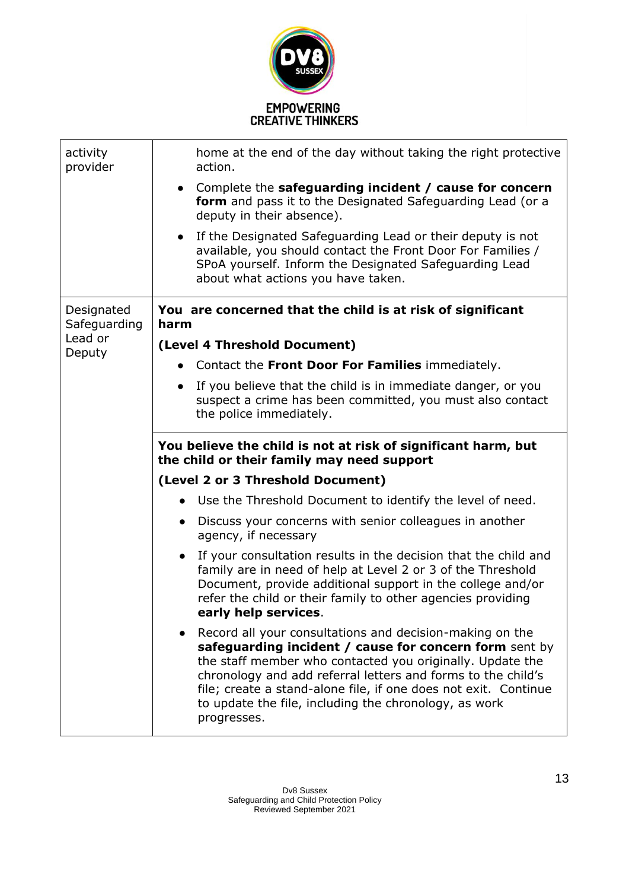| | |
|---|---|
| activity provider | home at the end of the day without taking the right protective action.<br>• Complete the **safeguarding incident / cause for concern form** and pass it to the Designated Safeguarding Lead (or a deputy in their absence).<br>• If the Designated Safeguarding Lead or their deputy is not available, you should contact the Front Door For Families / SPoA yourself. Inform the Designated Safeguarding Lead about what actions you have taken. |
| Designated Safeguarding Lead or Deputy | **You are concerned that the child is at risk of significant harm**<br>**(Level 4 Threshold Document)**<br>• Contact the **Front Door For Families** immediately.<br>• If you believe that the child is in immediate danger, or you suspect a crime has been committed, you must also contact the police immediately. |
| | **You believe the child is not at risk of significant harm, but the child or their family may need support**<br>**(Level 2 or 3 Threshold Document)**<br>• Use the Threshold Document to identify the level of need.<br>• Discuss your concerns with senior colleagues in another agency, if necessary<br>• If your consultation results in the decision that the child and family are in need of help at Level 2 or 3 of the Threshold Document, provide additional support in the college and/or refer the child or their family to other agencies providing **early help services**.<br>• Record all your consultations and decision-making on the **safeguarding incident / cause for concern form** sent by the staff member who contacted you originally. Update the chronology and add referral letters and forms to the child's file; create a stand-alone file, if one does not exit. Continue to update the file, including the chronology, as work progresses. |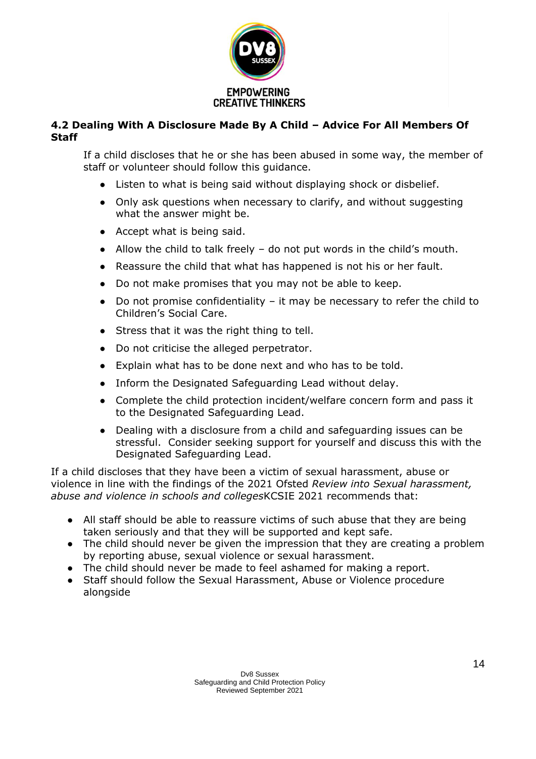### 4.2 Dealing With A Disclosure Made By A Child – Advice For All Members Of Staff

If a child discloses that he or she has been abused in some way, the member of staff or volunteer should follow this guidance.

- Listen to what is being said without displaying shock or disbelief.
- Only ask questions when necessary to clarify, and without suggesting what the answer might be.
- Accept what is being said.
- Allow the child to talk freely – do not put words in the child's mouth.
- Reassure the child that what has happened is not his or her fault.
- Do not make promises that you may not be able to keep.
- Do not promise confidentiality – it may be necessary to refer the child to Children's Social Care.
- Stress that it was the right thing to tell.
- Do not criticise the alleged perpetrator.
- Explain what has to be done next and who has to be told.
- Inform the Designated Safeguarding Lead without delay.
- Complete the child protection incident/welfare concern form and pass it to the Designated Safeguarding Lead.
- Dealing with a disclosure from a child and safeguarding issues can be stressful. Consider seeking support for yourself and discuss this with the Designated Safeguarding Lead.

If a child discloses that they have been a victim of sexual harassment, abuse or violence in line with the findings of the 2021 Ofsted *Review into Sexual harassment, abuse and violence in schools and colleges*KCSIE 2021 recommends that:

- All staff should be able to reassure victims of such abuse that they are being taken seriously and that they will be supported and kept safe.
- The child should never be given the impression that they are creating a problem by reporting abuse, sexual violence or sexual harassment.
- The child should never be made to feel ashamed for making a report.
- Staff should follow the Sexual Harassment, Abuse or Violence procedure alongside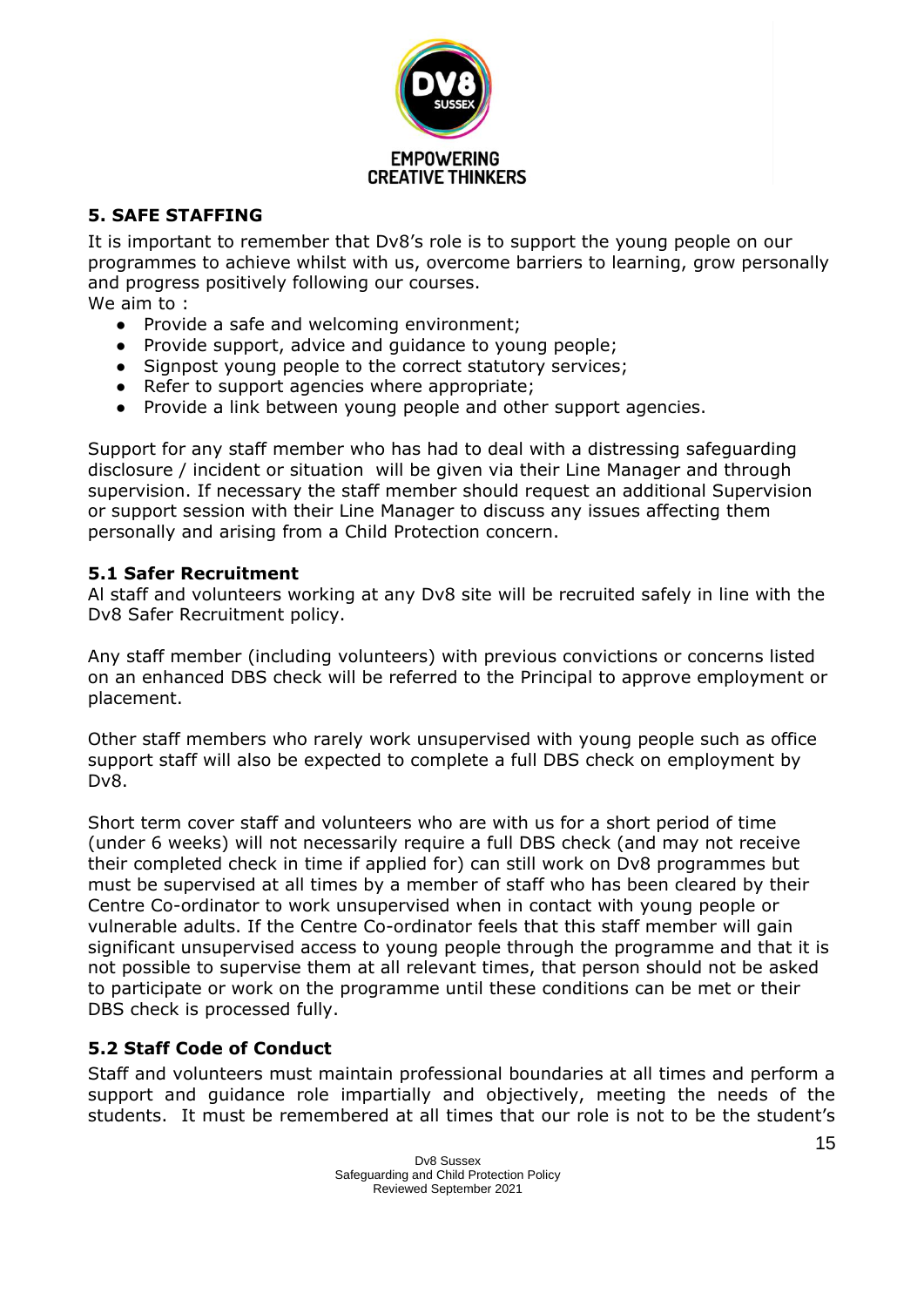## 5. SAFE STAFFING

It is important to remember that Dv8's role is to support the young people on our programmes to achieve whilst with us, overcome barriers to learning, grow personally and progress positively following our courses.

We aim to :

- Provide a safe and welcoming environment;
- Provide support, advice and guidance to young people;
- Signpost young people to the correct statutory services;
- Refer to support agencies where appropriate;
- Provide a link between young people and other support agencies.

Support for any staff member who has had to deal with a distressing safeguarding disclosure / incident or situation will be given via their Line Manager and through supervision. If necessary the staff member should request an additional Supervision or support session with their Line Manager to discuss any issues affecting them personally and arising from a Child Protection concern.

### 5.1 Safer Recruitment

Al staff and volunteers working at any Dv8 site will be recruited safely in line with the Dv8 Safer Recruitment policy.

Any staff member (including volunteers) with previous convictions or concerns listed on an enhanced DBS check will be referred to the Principal to approve employment or placement.

Other staff members who rarely work unsupervised with young people such as office support staff will also be expected to complete a full DBS check on employment by Dv8.

Short term cover staff and volunteers who are with us for a short period of time (under 6 weeks) will not necessarily require a full DBS check (and may not receive their completed check in time if applied for) can still work on Dv8 programmes but must be supervised at all times by a member of staff who has been cleared by their Centre Co-ordinator to work unsupervised when in contact with young people or vulnerable adults. If the Centre Co-ordinator feels that this staff member will gain significant unsupervised access to young people through the programme and that it is not possible to supervise them at all relevant times, that person should not be asked to participate or work on the programme until these conditions can be met or their DBS check is processed fully.

### 5.2 Staff Code of Conduct

Staff and volunteers must maintain professional boundaries at all times and perform a support and guidance role impartially and objectively, meeting the needs of the students. It must be remembered at all times that our role is not to be the student's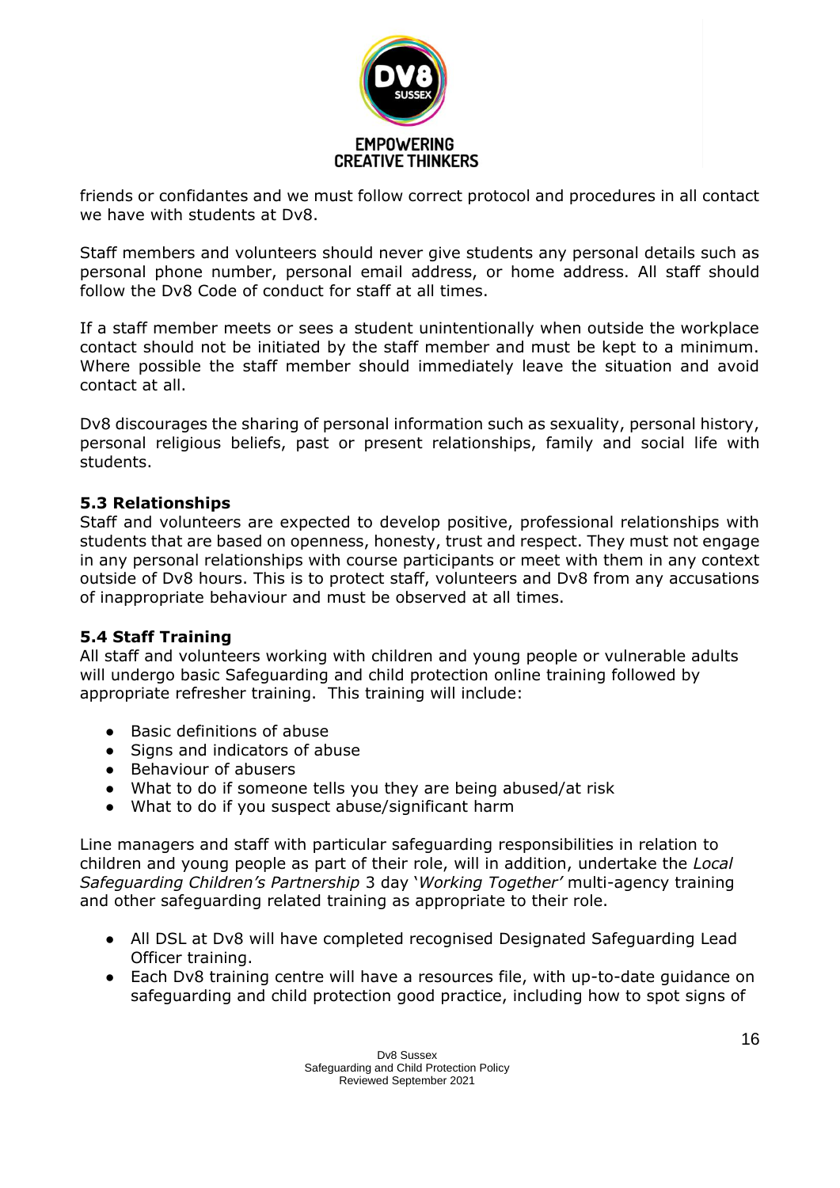friends or confidantes and we must follow correct protocol and procedures in all contact we have with students at Dv8.

Staff members and volunteers should never give students any personal details such as personal phone number, personal email address, or home address. All staff should follow the Dv8 Code of conduct for staff at all times.

If a staff member meets or sees a student unintentionally when outside the workplace contact should not be initiated by the staff member and must be kept to a minimum. Where possible the staff member should immediately leave the situation and avoid contact at all.

Dv8 discourages the sharing of personal information such as sexuality, personal history, personal religious beliefs, past or present relationships, family and social life with students.

### 5.3 Relationships

Staff and volunteers are expected to develop positive, professional relationships with students that are based on openness, honesty, trust and respect. They must not engage in any personal relationships with course participants or meet with them in any context outside of Dv8 hours. This is to protect staff, volunteers and Dv8 from any accusations of inappropriate behaviour and must be observed at all times.

### 5.4 Staff Training

All staff and volunteers working with children and young people or vulnerable adults will undergo basic Safeguarding and child protection online training followed by appropriate refresher training. This training will include:

- Basic definitions of abuse
- Signs and indicators of abuse
- Behaviour of abusers
- What to do if someone tells you they are being abused/at risk
- What to do if you suspect abuse/significant harm

Line managers and staff with particular safeguarding responsibilities in relation to children and young people as part of their role, will in addition, undertake the *Local Safeguarding Children's Partnership* 3 day '*Working Together'* multi-agency training and other safeguarding related training as appropriate to their role.

- All DSL at Dv8 will have completed recognised Designated Safeguarding Lead Officer training.
- Each Dv8 training centre will have a resources file, with up-to-date guidance on safeguarding and child protection good practice, including how to spot signs of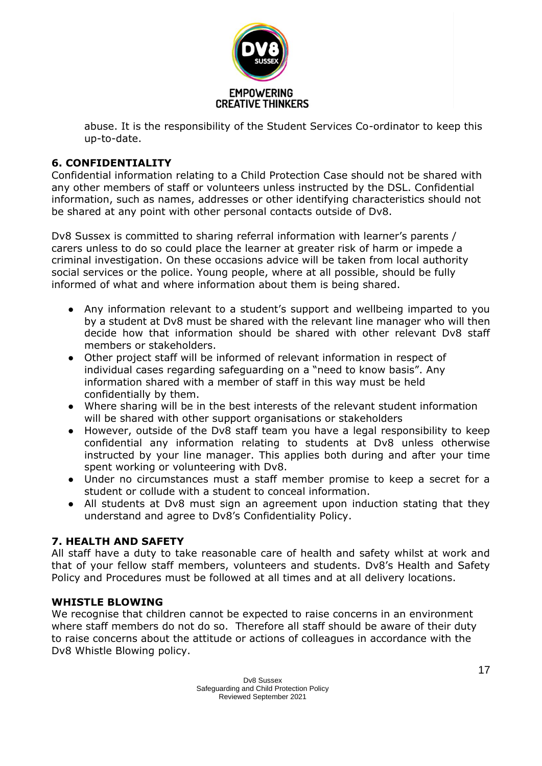abuse. It is the responsibility of the Student Services Co-ordinator to keep this up-to-date.

## 6. CONFIDENTIALITY

Confidential information relating to a Child Protection Case should not be shared with any other members of staff or volunteers unless instructed by the DSL. Confidential information, such as names, addresses or other identifying characteristics should not be shared at any point with other personal contacts outside of Dv8.

Dv8 Sussex is committed to sharing referral information with learner's parents / carers unless to do so could place the learner at greater risk of harm or impede a criminal investigation. On these occasions advice will be taken from local authority social services or the police. Young people, where at all possible, should be fully informed of what and where information about them is being shared.

- Any information relevant to a student's support and wellbeing imparted to you by a student at Dv8 must be shared with the relevant line manager who will then decide how that information should be shared with other relevant Dv8 staff members or stakeholders.
- Other project staff will be informed of relevant information in respect of individual cases regarding safeguarding on a "need to know basis". Any information shared with a member of staff in this way must be held confidentially by them.
- Where sharing will be in the best interests of the relevant student information will be shared with other support organisations or stakeholders
- However, outside of the Dv8 staff team you have a legal responsibility to keep confidential any information relating to students at Dv8 unless otherwise instructed by your line manager. This applies both during and after your time spent working or volunteering with Dv8.
- Under no circumstances must a staff member promise to keep a secret for a student or collude with a student to conceal information.
- All students at Dv8 must sign an agreement upon induction stating that they understand and agree to Dv8's Confidentiality Policy.

## 7. HEALTH AND SAFETY

All staff have a duty to take reasonable care of health and safety whilst at work and that of your fellow staff members, volunteers and students. Dv8's Health and Safety Policy and Procedures must be followed at all times and at all delivery locations.

## WHISTLE BLOWING

We recognise that children cannot be expected to raise concerns in an environment where staff members do not do so. Therefore all staff should be aware of their duty to raise concerns about the attitude or actions of colleagues in accordance with the Dv8 Whistle Blowing policy.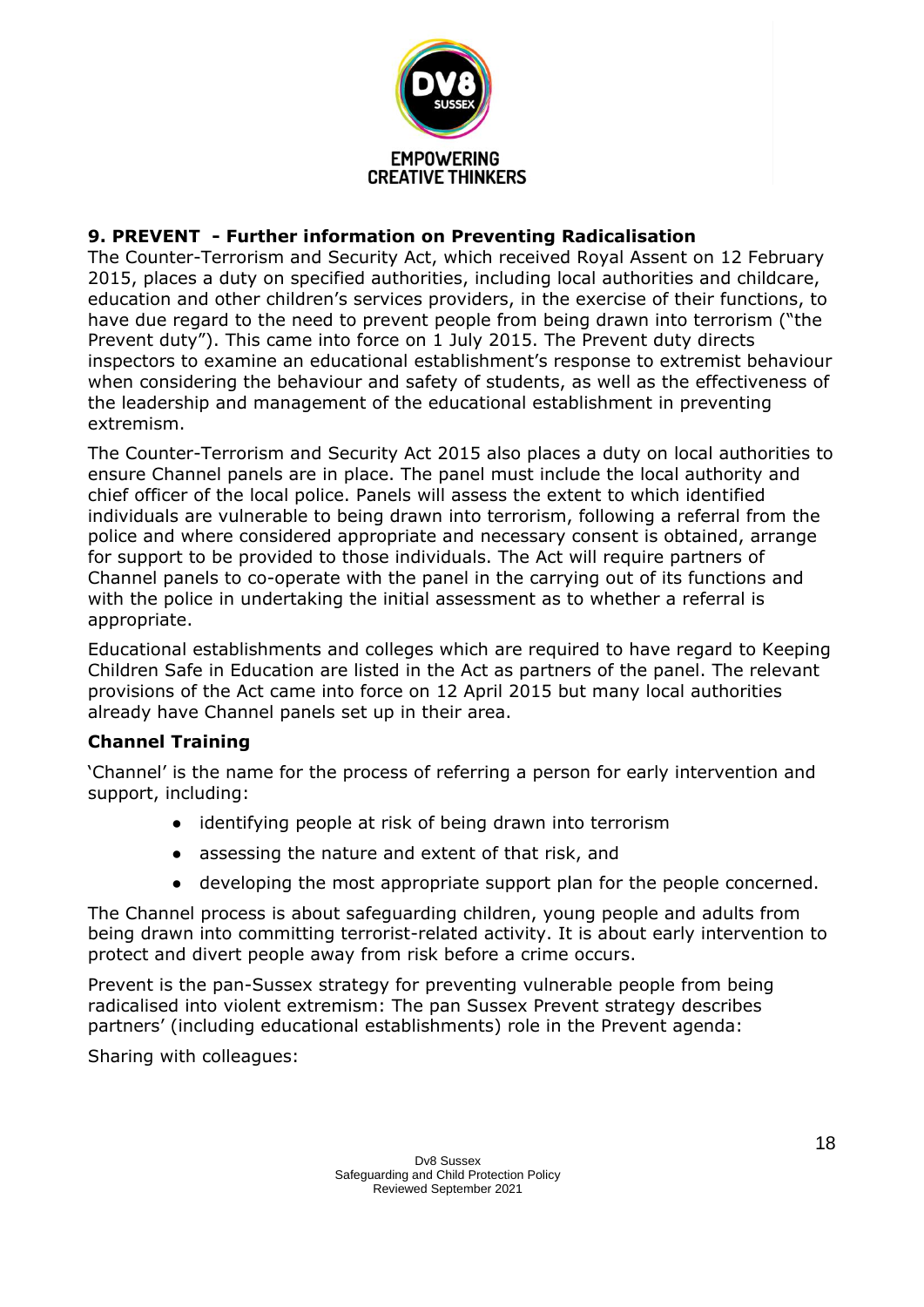## 9. PREVENT - Further information on Preventing Radicalisation

The Counter-Terrorism and Security Act, which received Royal Assent on 12 February 2015, places a duty on specified authorities, including local authorities and childcare, education and other children's services providers, in the exercise of their functions, to have due regard to the need to prevent people from being drawn into terrorism ("the Prevent duty"). This came into force on 1 July 2015. The Prevent duty directs inspectors to examine an educational establishment's response to extremist behaviour when considering the behaviour and safety of students, as well as the effectiveness of the leadership and management of the educational establishment in preventing extremism.

The Counter-Terrorism and Security Act 2015 also places a duty on local authorities to ensure Channel panels are in place. The panel must include the local authority and chief officer of the local police. Panels will assess the extent to which identified individuals are vulnerable to being drawn into terrorism, following a referral from the police and where considered appropriate and necessary consent is obtained, arrange for support to be provided to those individuals. The Act will require partners of Channel panels to co-operate with the panel in the carrying out of its functions and with the police in undertaking the initial assessment as to whether a referral is appropriate.

Educational establishments and colleges which are required to have regard to Keeping Children Safe in Education are listed in the Act as partners of the panel. The relevant provisions of the Act came into force on 12 April 2015 but many local authorities already have Channel panels set up in their area.

### Channel Training

'Channel' is the name for the process of referring a person for early intervention and support, including:

- identifying people at risk of being drawn into terrorism
- assessing the nature and extent of that risk, and
- developing the most appropriate support plan for the people concerned.

The Channel process is about safeguarding children, young people and adults from being drawn into committing terrorist-related activity. It is about early intervention to protect and divert people away from risk before a crime occurs.

Prevent is the pan-Sussex strategy for preventing vulnerable people from being radicalised into violent extremism: The pan Sussex Prevent strategy describes partners' (including educational establishments) role in the Prevent agenda:

Sharing with colleagues: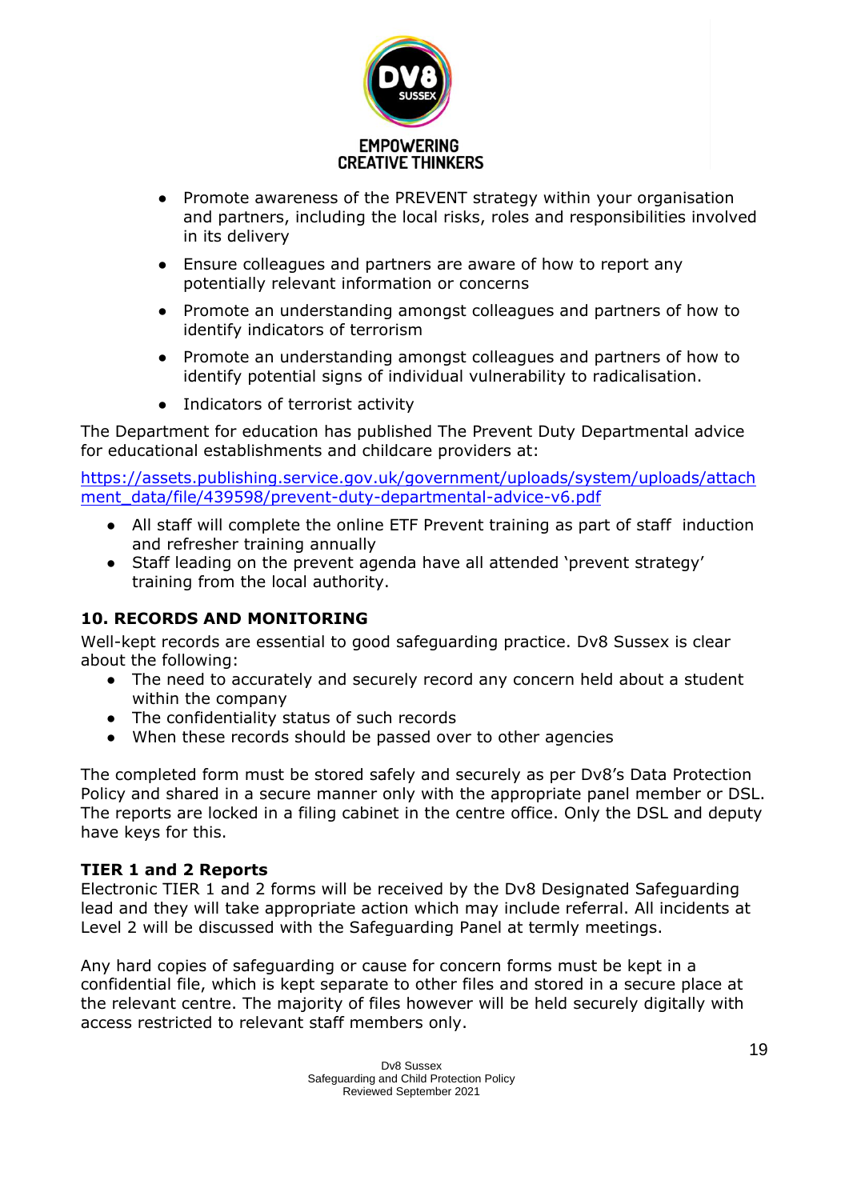- Promote awareness of the PREVENT strategy within your organisation and partners, including the local risks, roles and responsibilities involved in its delivery
- Ensure colleagues and partners are aware of how to report any potentially relevant information or concerns
- Promote an understanding amongst colleagues and partners of how to identify indicators of terrorism
- Promote an understanding amongst colleagues and partners of how to identify potential signs of individual vulnerability to radicalisation.
- Indicators of terrorist activity

The Department for education has published The Prevent Duty Departmental advice for educational establishments and childcare providers at:

https://assets.publishing.service.gov.uk/government/uploads/system/uploads/attachment_data/file/439598/prevent-duty-departmental-advice-v6.pdf

- All staff will complete the online ETF Prevent training as part of staff induction and refresher training annually
- Staff leading on the prevent agenda have all attended 'prevent strategy' training from the local authority.

## 10. RECORDS AND MONITORING

Well-kept records are essential to good safeguarding practice. Dv8 Sussex is clear about the following:

- The need to accurately and securely record any concern held about a student within the company
- The confidentiality status of such records
- When these records should be passed over to other agencies

The completed form must be stored safely and securely as per Dv8's Data Protection Policy and shared in a secure manner only with the appropriate panel member or DSL. The reports are locked in a filing cabinet in the centre office. Only the DSL and deputy have keys for this.

### TIER 1 and 2 Reports

Electronic TIER 1 and 2 forms will be received by the Dv8 Designated Safeguarding lead and they will take appropriate action which may include referral. All incidents at Level 2 will be discussed with the Safeguarding Panel at termly meetings.

Any hard copies of safeguarding or cause for concern forms must be kept in a confidential file, which is kept separate to other files and stored in a secure place at the relevant centre. The majority of files however will be held securely digitally with access restricted to relevant staff members only.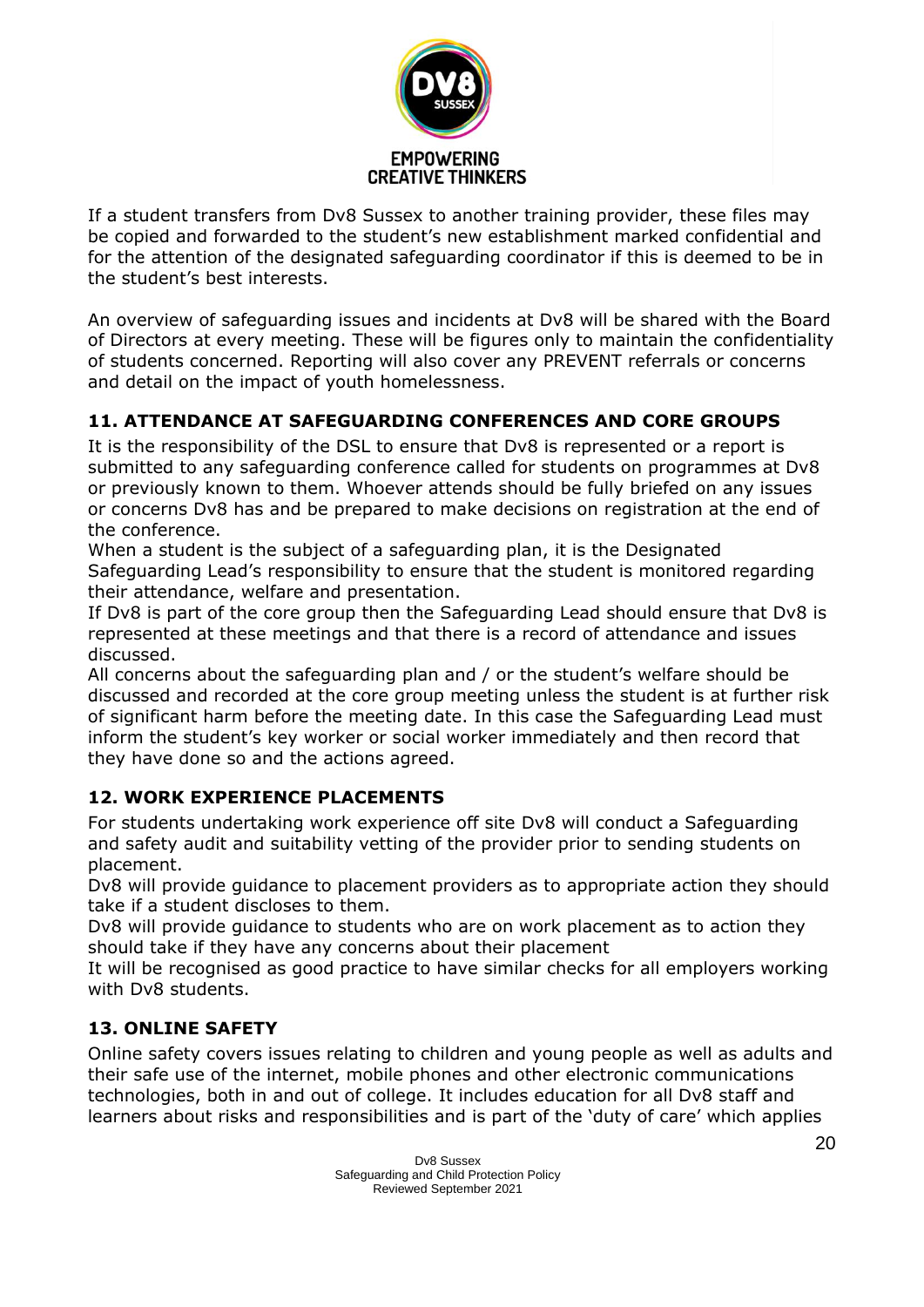If a student transfers from Dv8 Sussex to another training provider, these files may be copied and forwarded to the student's new establishment marked confidential and for the attention of the designated safeguarding coordinator if this is deemed to be in the student's best interests.

An overview of safeguarding issues and incidents at Dv8 will be shared with the Board of Directors at every meeting. These will be figures only to maintain the confidentiality of students concerned. Reporting will also cover any PREVENT referrals or concerns and detail on the impact of youth homelessness.

## 11. ATTENDANCE AT SAFEGUARDING CONFERENCES AND CORE GROUPS

It is the responsibility of the DSL to ensure that Dv8 is represented or a report is submitted to any safeguarding conference called for students on programmes at Dv8 or previously known to them. Whoever attends should be fully briefed on any issues or concerns Dv8 has and be prepared to make decisions on registration at the end of the conference.

When a student is the subject of a safeguarding plan, it is the Designated Safeguarding Lead's responsibility to ensure that the student is monitored regarding their attendance, welfare and presentation.

If Dv8 is part of the core group then the Safeguarding Lead should ensure that Dv8 is represented at these meetings and that there is a record of attendance and issues discussed.

All concerns about the safeguarding plan and / or the student's welfare should be discussed and recorded at the core group meeting unless the student is at further risk of significant harm before the meeting date. In this case the Safeguarding Lead must inform the student's key worker or social worker immediately and then record that they have done so and the actions agreed.

## 12. WORK EXPERIENCE PLACEMENTS

For students undertaking work experience off site Dv8 will conduct a Safeguarding and safety audit and suitability vetting of the provider prior to sending students on placement.

Dv8 will provide guidance to placement providers as to appropriate action they should take if a student discloses to them.

Dv8 will provide guidance to students who are on work placement as to action they should take if they have any concerns about their placement

It will be recognised as good practice to have similar checks for all employers working with Dv8 students.

## 13. ONLINE SAFETY

Online safety covers issues relating to children and young people as well as adults and their safe use of the internet, mobile phones and other electronic communications technologies, both in and out of college. It includes education for all Dv8 staff and learners about risks and responsibilities and is part of the 'duty of care' which applies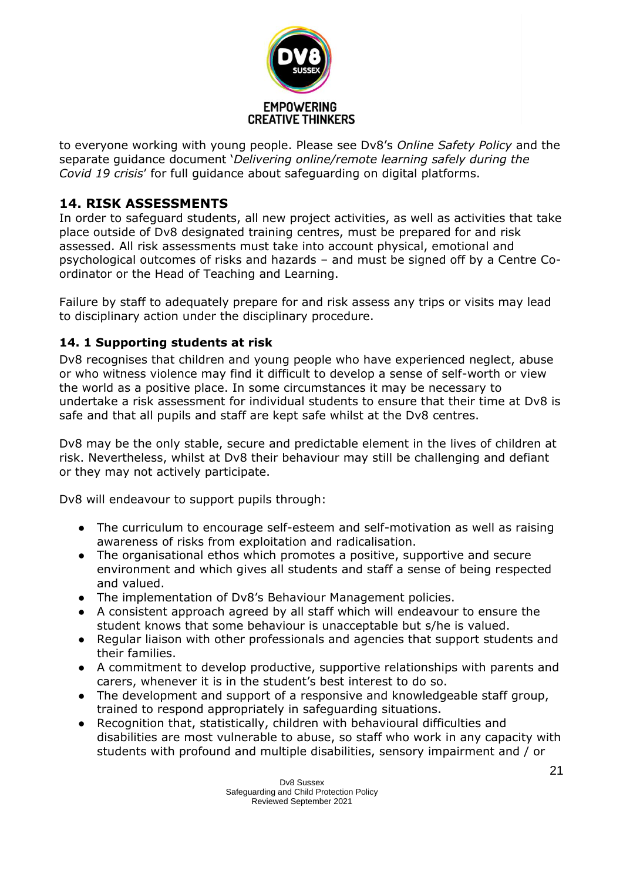to everyone working with young people. Please see Dv8's *Online Safety Policy* and the separate guidance document '*Delivering online/remote learning safely during the Covid 19 crisis*' for full guidance about safeguarding on digital platforms.

## 14. RISK ASSESSMENTS

In order to safeguard students, all new project activities, as well as activities that take place outside of Dv8 designated training centres, must be prepared for and risk assessed. All risk assessments must take into account physical, emotional and psychological outcomes of risks and hazards – and must be signed off by a Centre Co-ordinator or the Head of Teaching and Learning.

Failure by staff to adequately prepare for and risk assess any trips or visits may lead to disciplinary action under the disciplinary procedure.

### 14. 1 Supporting students at risk

Dv8 recognises that children and young people who have experienced neglect, abuse or who witness violence may find it difficult to develop a sense of self-worth or view the world as a positive place. In some circumstances it may be necessary to undertake a risk assessment for individual students to ensure that their time at Dv8 is safe and that all pupils and staff are kept safe whilst at the Dv8 centres.

Dv8 may be the only stable, secure and predictable element in the lives of children at risk. Nevertheless, whilst at Dv8 their behaviour may still be challenging and defiant or they may not actively participate.

Dv8 will endeavour to support pupils through:

- The curriculum to encourage self-esteem and self-motivation as well as raising awareness of risks from exploitation and radicalisation.
- The organisational ethos which promotes a positive, supportive and secure environment and which gives all students and staff a sense of being respected and valued.
- The implementation of Dv8's Behaviour Management policies.
- A consistent approach agreed by all staff which will endeavour to ensure the student knows that some behaviour is unacceptable but s/he is valued.
- Regular liaison with other professionals and agencies that support students and their families.
- A commitment to develop productive, supportive relationships with parents and carers, whenever it is in the student's best interest to do so.
- The development and support of a responsive and knowledgeable staff group, trained to respond appropriately in safeguarding situations.
- Recognition that, statistically, children with behavioural difficulties and disabilities are most vulnerable to abuse, so staff who work in any capacity with students with profound and multiple disabilities, sensory impairment and / or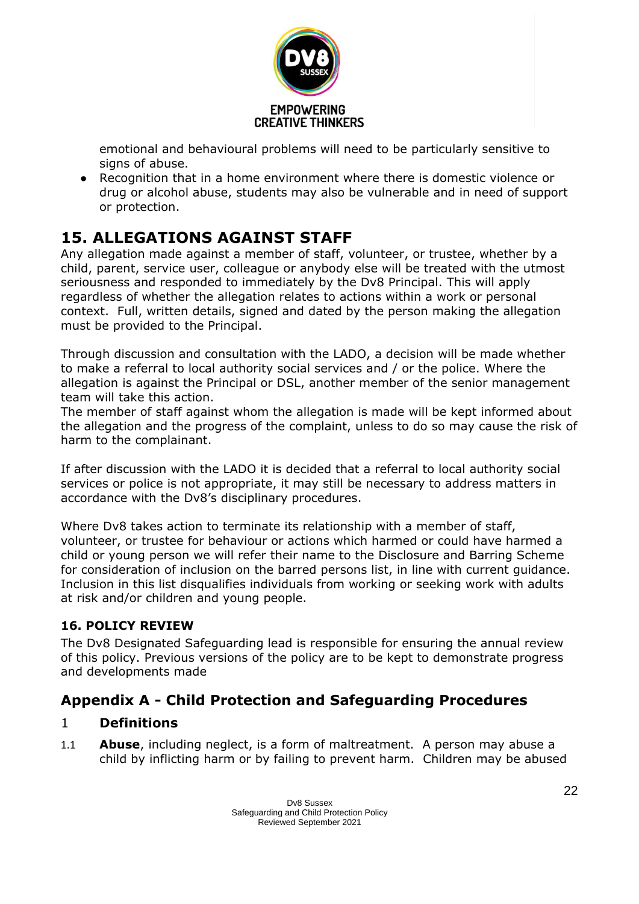emotional and behavioural problems will need to be particularly sensitive to signs of abuse.

- Recognition that in a home environment where there is domestic violence or drug or alcohol abuse, students may also be vulnerable and in need of support or protection.

# 15. ALLEGATIONS AGAINST STAFF

Any allegation made against a member of staff, volunteer, or trustee, whether by a child, parent, service user, colleague or anybody else will be treated with the utmost seriousness and responded to immediately by the Dv8 Principal. This will apply regardless of whether the allegation relates to actions within a work or personal context. Full, written details, signed and dated by the person making the allegation must be provided to the Principal.

Through discussion and consultation with the LADO, a decision will be made whether to make a referral to local authority social services and / or the police. Where the allegation is against the Principal or DSL, another member of the senior management team will take this action.

The member of staff against whom the allegation is made will be kept informed about the allegation and the progress of the complaint, unless to do so may cause the risk of harm to the complainant.

If after discussion with the LADO it is decided that a referral to local authority social services or police is not appropriate, it may still be necessary to address matters in accordance with the Dv8's disciplinary procedures.

Where Dv8 takes action to terminate its relationship with a member of staff, volunteer, or trustee for behaviour or actions which harmed or could have harmed a child or young person we will refer their name to the Disclosure and Barring Scheme for consideration of inclusion on the barred persons list, in line with current guidance. Inclusion in this list disqualifies individuals from working or seeking work with adults at risk and/or children and young people.

### 16. POLICY REVIEW

The Dv8 Designated Safeguarding lead is responsible for ensuring the annual review of this policy. Previous versions of the policy are to be kept to demonstrate progress and developments made

## Appendix A - Child Protection and Safeguarding Procedures

### 1 Definitions

1.1 **Abuse**, including neglect, is a form of maltreatment. A person may abuse a child by inflicting harm or by failing to prevent harm. Children may be abused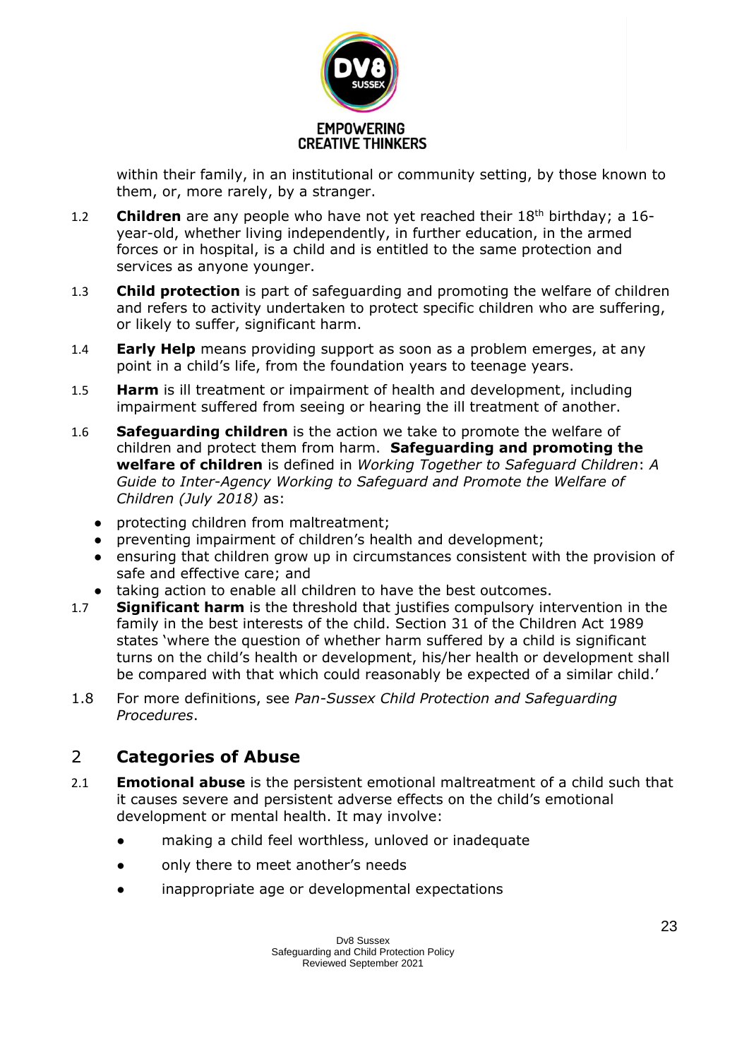within their family, in an institutional or community setting, by those known to them, or, more rarely, by a stranger.

1.2 **Children** are any people who have not yet reached their 18th birthday; a 16-year-old, whether living independently, in further education, in the armed forces or in hospital, is a child and is entitled to the same protection and services as anyone younger.

1.3 **Child protection** is part of safeguarding and promoting the welfare of children and refers to activity undertaken to protect specific children who are suffering, or likely to suffer, significant harm.

1.4 **Early Help** means providing support as soon as a problem emerges, at any point in a child's life, from the foundation years to teenage years.

1.5 **Harm** is ill treatment or impairment of health and development, including impairment suffered from seeing or hearing the ill treatment of another.

1.6 **Safeguarding children** is the action we take to promote the welfare of children and protect them from harm. **Safeguarding and promoting the welfare of children** is defined in *Working Together to Safeguard Children*: *A Guide to Inter-Agency Working to Safeguard and Promote the Welfare of Children (July 2018)* as:

- protecting children from maltreatment;
- preventing impairment of children's health and development;
- ensuring that children grow up in circumstances consistent with the provision of safe and effective care; and
- taking action to enable all children to have the best outcomes.

1.7 **Significant harm** is the threshold that justifies compulsory intervention in the family in the best interests of the child. Section 31 of the Children Act 1989 states 'where the question of whether harm suffered by a child is significant turns on the child's health or development, his/her health or development shall be compared with that which could reasonably be expected of a similar child.'

1.8 For more definitions, see *Pan-Sussex Child Protection and Safeguarding Procedures*.

## 2 Categories of Abuse

2.1 **Emotional abuse** is the persistent emotional maltreatment of a child such that it causes severe and persistent adverse effects on the child's emotional development or mental health. It may involve:

- making a child feel worthless, unloved or inadequate
- only there to meet another's needs
- inappropriate age or developmental expectations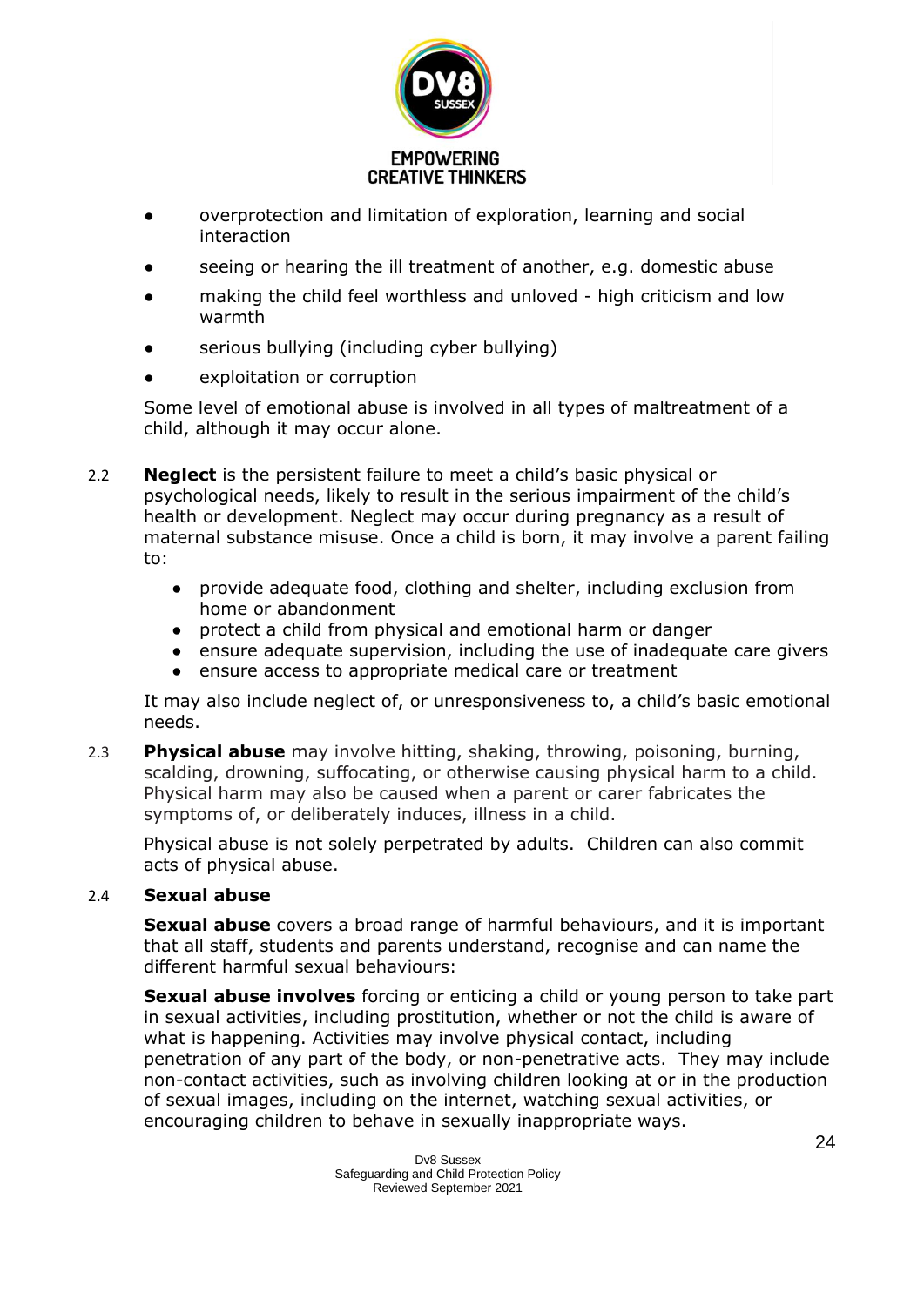- overprotection and limitation of exploration, learning and social interaction
- seeing or hearing the ill treatment of another, e.g. domestic abuse
- making the child feel worthless and unloved - high criticism and low warmth
- serious bullying (including cyber bullying)
- exploitation or corruption

Some level of emotional abuse is involved in all types of maltreatment of a child, although it may occur alone.

2.2 **Neglect** is the persistent failure to meet a child's basic physical or psychological needs, likely to result in the serious impairment of the child's health or development. Neglect may occur during pregnancy as a result of maternal substance misuse. Once a child is born, it may involve a parent failing to:

- provide adequate food, clothing and shelter, including exclusion from home or abandonment
- protect a child from physical and emotional harm or danger
- ensure adequate supervision, including the use of inadequate care givers
- ensure access to appropriate medical care or treatment

It may also include neglect of, or unresponsiveness to, a child's basic emotional needs.

2.3 **Physical abuse** may involve hitting, shaking, throwing, poisoning, burning, scalding, drowning, suffocating, or otherwise causing physical harm to a child. Physical harm may also be caused when a parent or carer fabricates the symptoms of, or deliberately induces, illness in a child.

Physical abuse is not solely perpetrated by adults. Children can also commit acts of physical abuse.

2.4 **Sexual abuse**

**Sexual abuse** covers a broad range of harmful behaviours, and it is important that all staff, students and parents understand, recognise and can name the different harmful sexual behaviours:

**Sexual abuse involves** forcing or enticing a child or young person to take part in sexual activities, including prostitution, whether or not the child is aware of what is happening. Activities may involve physical contact, including penetration of any part of the body, or non-penetrative acts. They may include non-contact activities, such as involving children looking at or in the production of sexual images, including on the internet, watching sexual activities, or encouraging children to behave in sexually inappropriate ways.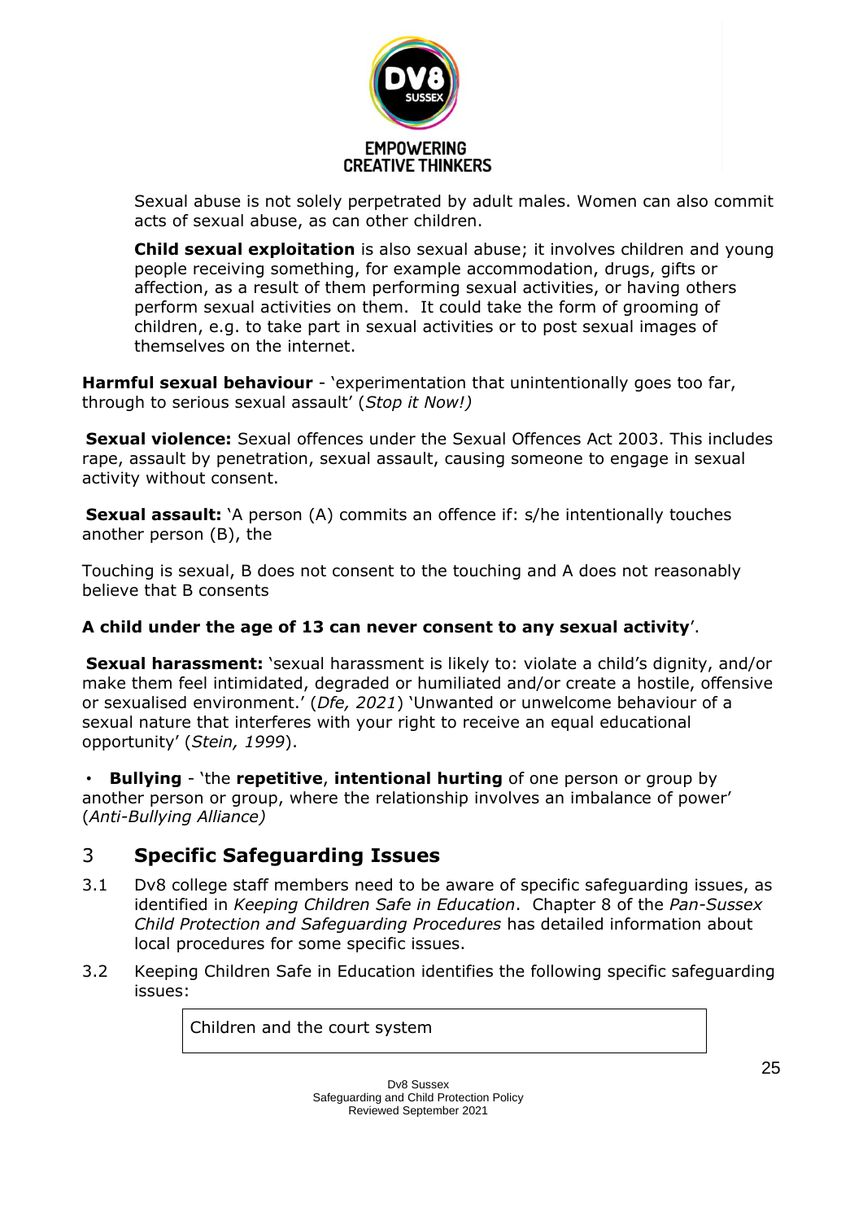Sexual abuse is not solely perpetrated by adult males. Women can also commit acts of sexual abuse, as can other children.

**Child sexual exploitation** is also sexual abuse; it involves children and young people receiving something, for example accommodation, drugs, gifts or affection, as a result of them performing sexual activities, or having others perform sexual activities on them. It could take the form of grooming of children, e.g. to take part in sexual activities or to post sexual images of themselves on the internet.

**Harmful sexual behaviour** - 'experimentation that unintentionally goes too far, through to serious sexual assault' (*Stop it Now!)*

**Sexual violence:** Sexual offences under the Sexual Offences Act 2003. This includes rape, assault by penetration, sexual assault, causing someone to engage in sexual activity without consent.

**Sexual assault:** 'A person (A) commits an offence if: s/he intentionally touches another person (B), the

Touching is sexual, B does not consent to the touching and A does not reasonably believe that B consents

**A child under the age of 13 can never consent to any sexual activity**'.

**Sexual harassment:** 'sexual harassment is likely to: violate a child's dignity, and/or make them feel intimidated, degraded or humiliated and/or create a hostile, offensive or sexualised environment.' (*Dfe, 2021*) 'Unwanted or unwelcome behaviour of a sexual nature that interferes with your right to receive an equal educational opportunity' (*Stein, 1999*).

- **Bullying** - 'the **repetitive**, **intentional hurting** of one person or group by another person or group, where the relationship involves an imbalance of power' (*Anti-Bullying Alliance)*

## 3 Specific Safeguarding Issues

3.1 Dv8 college staff members need to be aware of specific safeguarding issues, as identified in *Keeping Children Safe in Education*. Chapter 8 of the *Pan-Sussex Child Protection and Safeguarding Procedures* has detailed information about local procedures for some specific issues.

3.2 Keeping Children Safe in Education identifies the following specific safeguarding issues:

| Children and the court system |
|---|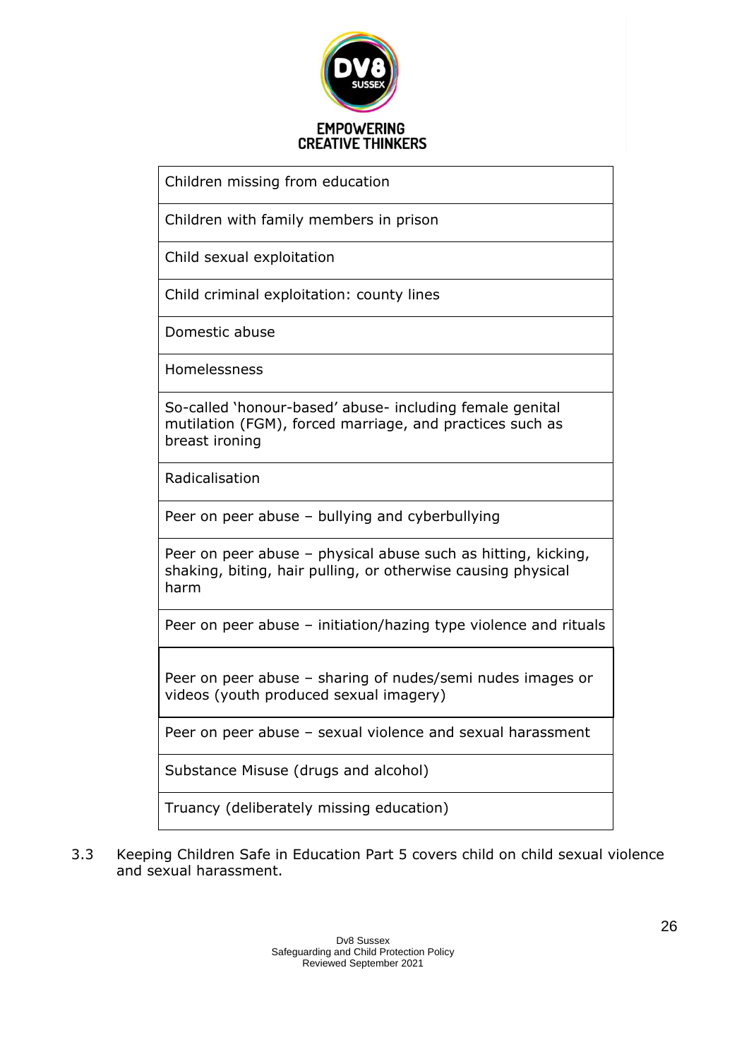| Children missing from education |
|---|
| Children with family members in prison |
| Child sexual exploitation |
| Child criminal exploitation: county lines |
| Domestic abuse |
| Homelessness |
| So-called 'honour-based' abuse- including female genital mutilation (FGM), forced marriage, and practices such as breast ironing |
| Radicalisation |
| Peer on peer abuse – bullying and cyberbullying |
| Peer on peer abuse – physical abuse such as hitting, kicking, shaking, biting, hair pulling, or otherwise causing physical harm |
| Peer on peer abuse – initiation/hazing type violence and rituals |
| Peer on peer abuse – sharing of nudes/semi nudes images or videos (youth produced sexual imagery) |
| Peer on peer abuse – sexual violence and sexual harassment |
| Substance Misuse (drugs and alcohol) |
| Truancy (deliberately missing education) |

3.3 Keeping Children Safe in Education Part 5 covers child on child sexual violence and sexual harassment.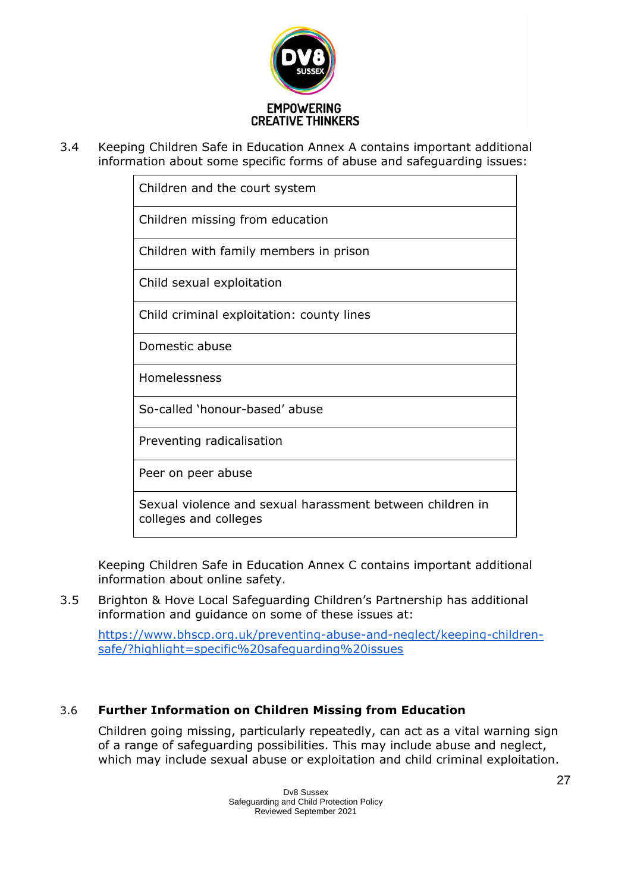3.4 Keeping Children Safe in Education Annex A contains important additional information about some specific forms of abuse and safeguarding issues:

| Children and the court system |
|---|
| Children missing from education |
| Children with family members in prison |
| Child sexual exploitation |
| Child criminal exploitation: county lines |
| Domestic abuse |
| Homelessness |
| So-called 'honour-based' abuse |
| Preventing radicalisation |
| Peer on peer abuse |
| Sexual violence and sexual harassment between children in colleges and colleges |

Keeping Children Safe in Education Annex C contains important additional information about online safety.

3.5 Brighton & Hove Local Safeguarding Children's Partnership has additional information and guidance on some of these issues at:

https://www.bhscp.org.uk/preventing-abuse-and-neglect/keeping-children-safe/?highlight=specific%20safeguarding%20issues

3.6 **Further Information on Children Missing from Education**

Children going missing, particularly repeatedly, can act as a vital warning sign of a range of safeguarding possibilities. This may include abuse and neglect, which may include sexual abuse or exploitation and child criminal exploitation.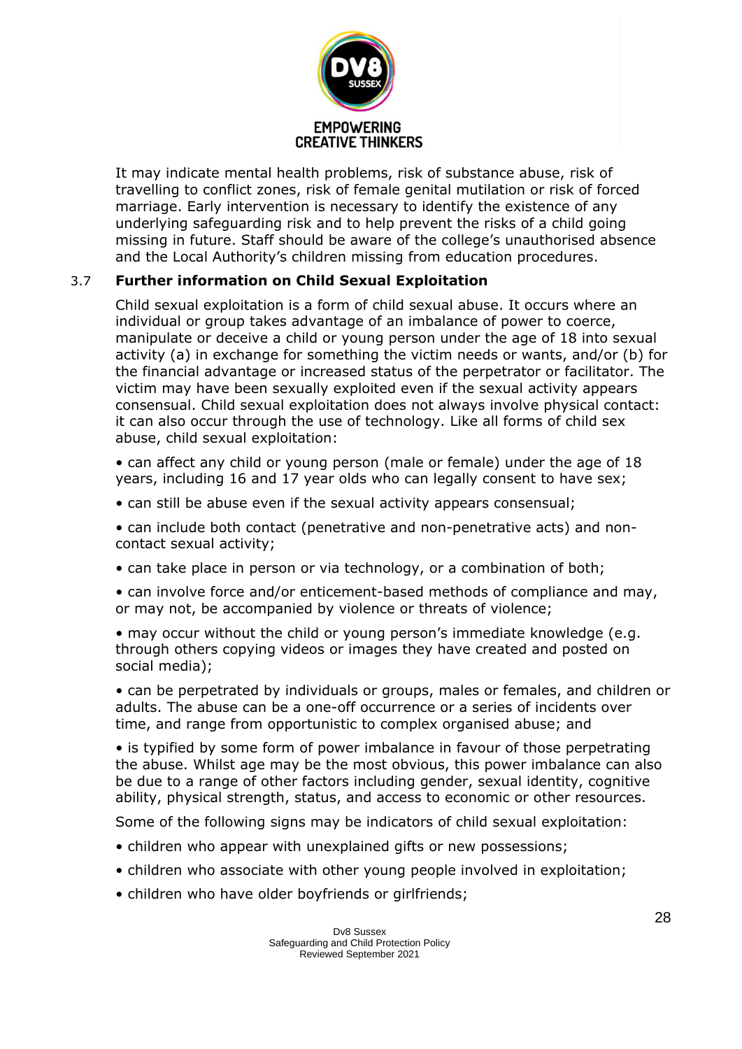It may indicate mental health problems, risk of substance abuse, risk of travelling to conflict zones, risk of female genital mutilation or risk of forced marriage. Early intervention is necessary to identify the existence of any underlying safeguarding risk and to help prevent the risks of a child going missing in future. Staff should be aware of the college's unauthorised absence and the Local Authority's children missing from education procedures.

### 3.7 Further information on Child Sexual Exploitation

Child sexual exploitation is a form of child sexual abuse. It occurs where an individual or group takes advantage of an imbalance of power to coerce, manipulate or deceive a child or young person under the age of 18 into sexual activity (a) in exchange for something the victim needs or wants, and/or (b) for the financial advantage or increased status of the perpetrator or facilitator. The victim may have been sexually exploited even if the sexual activity appears consensual. Child sexual exploitation does not always involve physical contact: it can also occur through the use of technology. Like all forms of child sex abuse, child sexual exploitation:

- can affect any child or young person (male or female) under the age of 18 years, including 16 and 17 year olds who can legally consent to have sex;
- can still be abuse even if the sexual activity appears consensual;
- can include both contact (penetrative and non-penetrative acts) and non-contact sexual activity;
- can take place in person or via technology, or a combination of both;
- can involve force and/or enticement-based methods of compliance and may, or may not, be accompanied by violence or threats of violence;
- may occur without the child or young person's immediate knowledge (e.g. through others copying videos or images they have created and posted on social media);
- can be perpetrated by individuals or groups, males or females, and children or adults. The abuse can be a one-off occurrence or a series of incidents over time, and range from opportunistic to complex organised abuse; and
- is typified by some form of power imbalance in favour of those perpetrating the abuse. Whilst age may be the most obvious, this power imbalance can also be due to a range of other factors including gender, sexual identity, cognitive ability, physical strength, status, and access to economic or other resources.

Some of the following signs may be indicators of child sexual exploitation:

- children who appear with unexplained gifts or new possessions;
- children who associate with other young people involved in exploitation;
- children who have older boyfriends or girlfriends;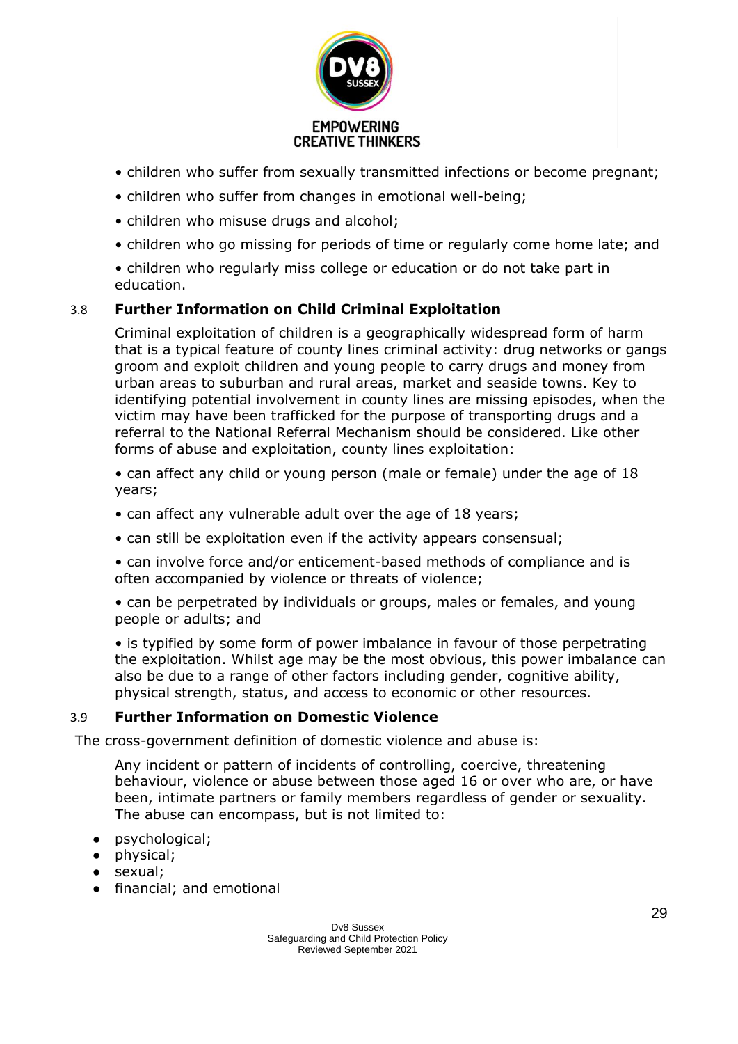- children who suffer from sexually transmitted infections or become pregnant;
- children who suffer from changes in emotional well-being;
- children who misuse drugs and alcohol;
- children who go missing for periods of time or regularly come home late; and
- children who regularly miss college or education or do not take part in education.

### 3.8 Further Information on Child Criminal Exploitation

Criminal exploitation of children is a geographically widespread form of harm that is a typical feature of county lines criminal activity: drug networks or gangs groom and exploit children and young people to carry drugs and money from urban areas to suburban and rural areas, market and seaside towns. Key to identifying potential involvement in county lines are missing episodes, when the victim may have been trafficked for the purpose of transporting drugs and a referral to the National Referral Mechanism should be considered. Like other forms of abuse and exploitation, county lines exploitation:

- can affect any child or young person (male or female) under the age of 18 years;
- can affect any vulnerable adult over the age of 18 years;
- can still be exploitation even if the activity appears consensual;
- can involve force and/or enticement-based methods of compliance and is often accompanied by violence or threats of violence;
- can be perpetrated by individuals or groups, males or females, and young people or adults; and
- is typified by some form of power imbalance in favour of those perpetrating the exploitation. Whilst age may be the most obvious, this power imbalance can also be due to a range of other factors including gender, cognitive ability, physical strength, status, and access to economic or other resources.

### 3.9 Further Information on Domestic Violence

The cross-government definition of domestic violence and abuse is:

Any incident or pattern of incidents of controlling, coercive, threatening behaviour, violence or abuse between those aged 16 or over who are, or have been, intimate partners or family members regardless of gender or sexuality. The abuse can encompass, but is not limited to:

- psychological;
- physical;
- sexual;
- financial; and emotional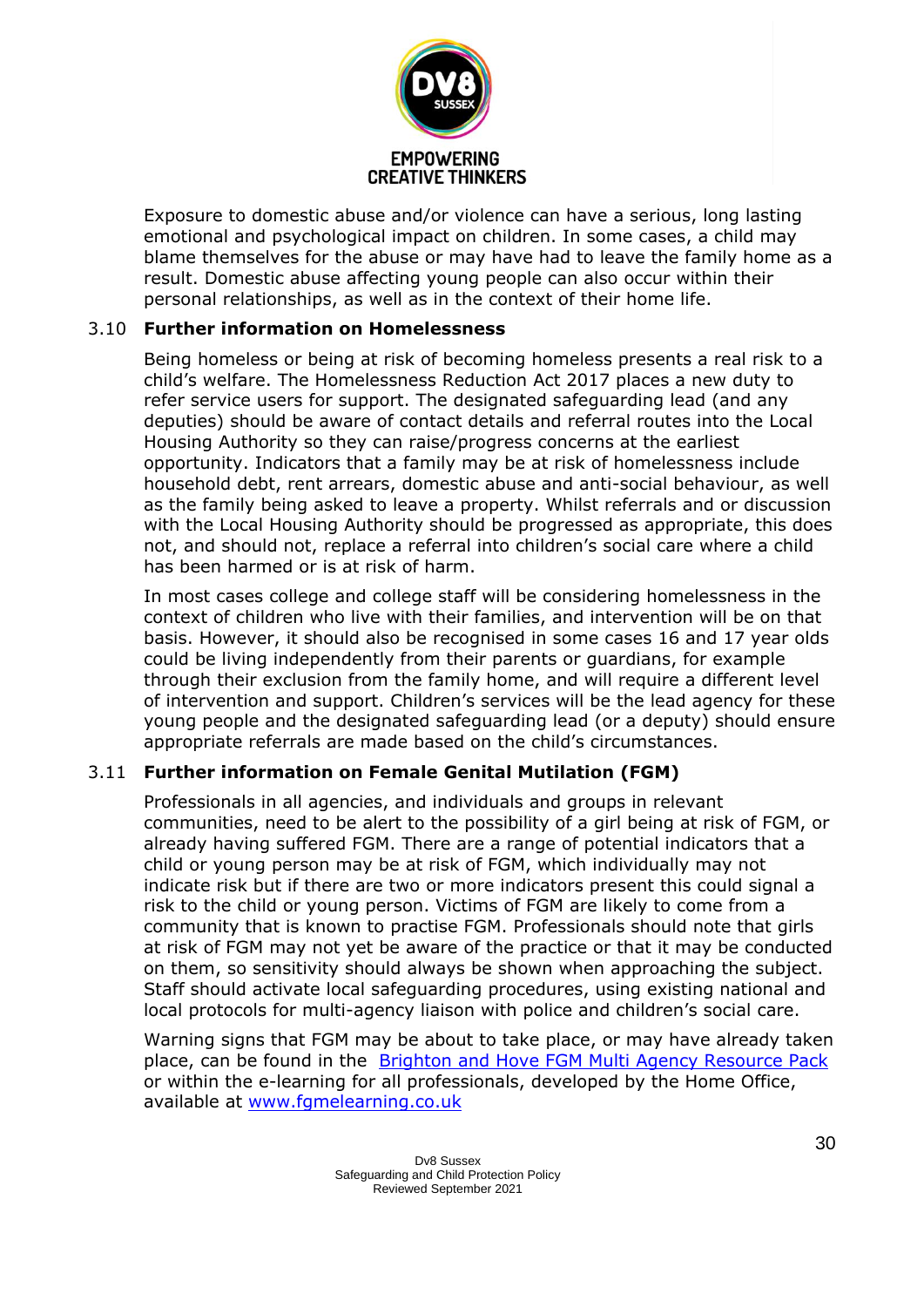Exposure to domestic abuse and/or violence can have a serious, long lasting emotional and psychological impact on children. In some cases, a child may blame themselves for the abuse or may have had to leave the family home as a result. Domestic abuse affecting young people can also occur within their personal relationships, as well as in the context of their home life.

### 3.10 Further information on Homelessness

Being homeless or being at risk of becoming homeless presents a real risk to a child's welfare. The Homelessness Reduction Act 2017 places a new duty to refer service users for support. The designated safeguarding lead (and any deputies) should be aware of contact details and referral routes into the Local Housing Authority so they can raise/progress concerns at the earliest opportunity. Indicators that a family may be at risk of homelessness include household debt, rent arrears, domestic abuse and anti-social behaviour, as well as the family being asked to leave a property. Whilst referrals and or discussion with the Local Housing Authority should be progressed as appropriate, this does not, and should not, replace a referral into children's social care where a child has been harmed or is at risk of harm.

In most cases college and college staff will be considering homelessness in the context of children who live with their families, and intervention will be on that basis. However, it should also be recognised in some cases 16 and 17 year olds could be living independently from their parents or guardians, for example through their exclusion from the family home, and will require a different level of intervention and support. Children's services will be the lead agency for these young people and the designated safeguarding lead (or a deputy) should ensure appropriate referrals are made based on the child's circumstances.

### 3.11 Further information on Female Genital Mutilation (FGM)

Professionals in all agencies, and individuals and groups in relevant communities, need to be alert to the possibility of a girl being at risk of FGM, or already having suffered FGM. There are a range of potential indicators that a child or young person may be at risk of FGM, which individually may not indicate risk but if there are two or more indicators present this could signal a risk to the child or young person. Victims of FGM are likely to come from a community that is known to practise FGM. Professionals should note that girls at risk of FGM may not yet be aware of the practice or that it may be conducted on them, so sensitivity should always be shown when approaching the subject. Staff should activate local safeguarding procedures, using existing national and local protocols for multi-agency liaison with police and children's social care.

Warning signs that FGM may be about to take place, or may have already taken place, can be found in the Brighton and Hove FGM Multi Agency Resource Pack or within the e-learning for all professionals, developed by the Home Office, available at www.fgmelearning.co.uk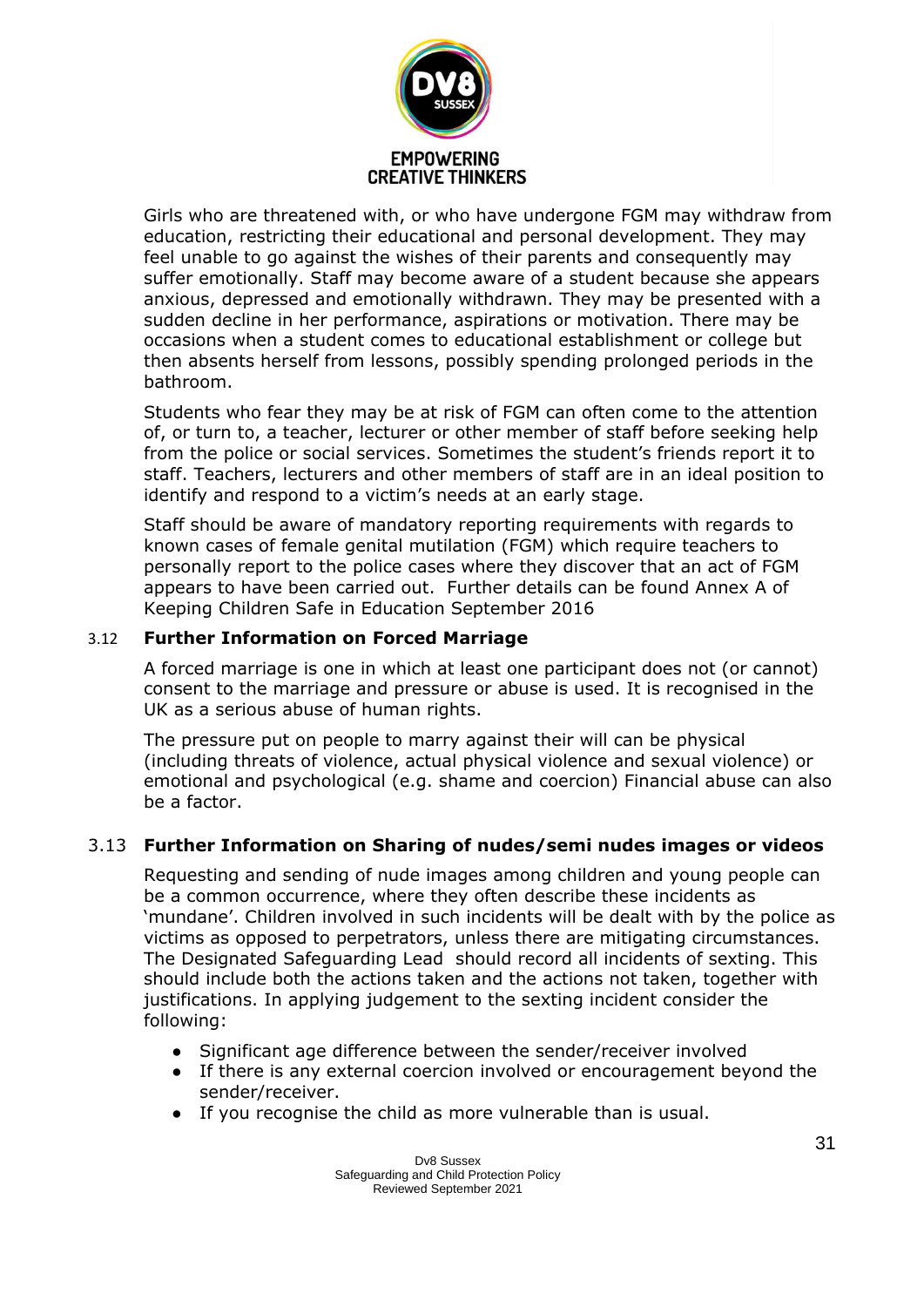Girls who are threatened with, or who have undergone FGM may withdraw from education, restricting their educational and personal development. They may feel unable to go against the wishes of their parents and consequently may suffer emotionally. Staff may become aware of a student because she appears anxious, depressed and emotionally withdrawn. They may be presented with a sudden decline in her performance, aspirations or motivation. There may be occasions when a student comes to educational establishment or college but then absents herself from lessons, possibly spending prolonged periods in the bathroom.

Students who fear they may be at risk of FGM can often come to the attention of, or turn to, a teacher, lecturer or other member of staff before seeking help from the police or social services. Sometimes the student's friends report it to staff. Teachers, lecturers and other members of staff are in an ideal position to identify and respond to a victim's needs at an early stage.

Staff should be aware of mandatory reporting requirements with regards to known cases of female genital mutilation (FGM) which require teachers to personally report to the police cases where they discover that an act of FGM appears to have been carried out. Further details can be found Annex A of Keeping Children Safe in Education September 2016

### 3.12 Further Information on Forced Marriage

A forced marriage is one in which at least one participant does not (or cannot) consent to the marriage and pressure or abuse is used. It is recognised in the UK as a serious abuse of human rights.

The pressure put on people to marry against their will can be physical (including threats of violence, actual physical violence and sexual violence) or emotional and psychological (e.g. shame and coercion) Financial abuse can also be a factor.

### 3.13 Further Information on Sharing of nudes/semi nudes images or videos

Requesting and sending of nude images among children and young people can be a common occurrence, where they often describe these incidents as 'mundane'. Children involved in such incidents will be dealt with by the police as victims as opposed to perpetrators, unless there are mitigating circumstances. The Designated Safeguarding Lead should record all incidents of sexting. This should include both the actions taken and the actions not taken, together with justifications. In applying judgement to the sexting incident consider the following:

- Significant age difference between the sender/receiver involved
- If there is any external coercion involved or encouragement beyond the sender/receiver.
- If you recognise the child as more vulnerable than is usual.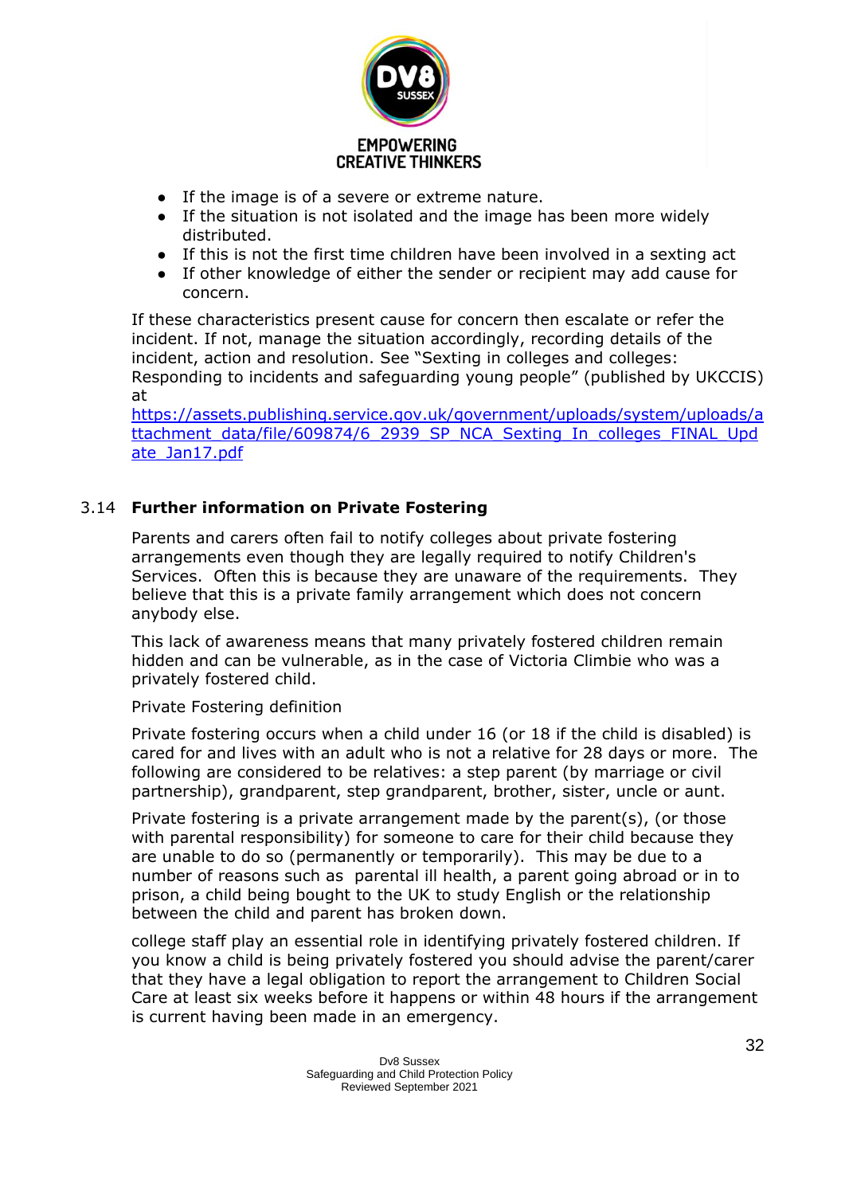- If the image is of a severe or extreme nature.
- If the situation is not isolated and the image has been more widely distributed.
- If this is not the first time children have been involved in a sexting act
- If other knowledge of either the sender or recipient may add cause for concern.

If these characteristics present cause for concern then escalate or refer the incident. If not, manage the situation accordingly, recording details of the incident, action and resolution. See "Sexting in colleges and colleges: Responding to incidents and safeguarding young people" (published by UKCCIS) at [https://assets.publishing.service.gov.uk/government/uploads/system/uploads/attachment_data/file/609874/6_2939_SP_NCA_Sexting_In_colleges_FINAL_Update_Jan17.pdf](https://assets.publishing.service.gov.uk/government/uploads/system/uploads/attachment_data/file/609874/6_2939_SP_NCA_Sexting_In_colleges_FINAL_Update_Jan17.pdf)

### 3.14 Further information on Private Fostering

Parents and carers often fail to notify colleges about private fostering arrangements even though they are legally required to notify Children's Services. Often this is because they are unaware of the requirements. They believe that this is a private family arrangement which does not concern anybody else.

This lack of awareness means that many privately fostered children remain hidden and can be vulnerable, as in the case of Victoria Climbie who was a privately fostered child.

Private Fostering definition

Private fostering occurs when a child under 16 (or 18 if the child is disabled) is cared for and lives with an adult who is not a relative for 28 days or more. The following are considered to be relatives: a step parent (by marriage or civil partnership), grandparent, step grandparent, brother, sister, uncle or aunt.

Private fostering is a private arrangement made by the parent(s), (or those with parental responsibility) for someone to care for their child because they are unable to do so (permanently or temporarily). This may be due to a number of reasons such as parental ill health, a parent going abroad or in to prison, a child being bought to the UK to study English or the relationship between the child and parent has broken down.

college staff play an essential role in identifying privately fostered children. If you know a child is being privately fostered you should advise the parent/carer that they have a legal obligation to report the arrangement to Children Social Care at least six weeks before it happens or within 48 hours if the arrangement is current having been made in an emergency.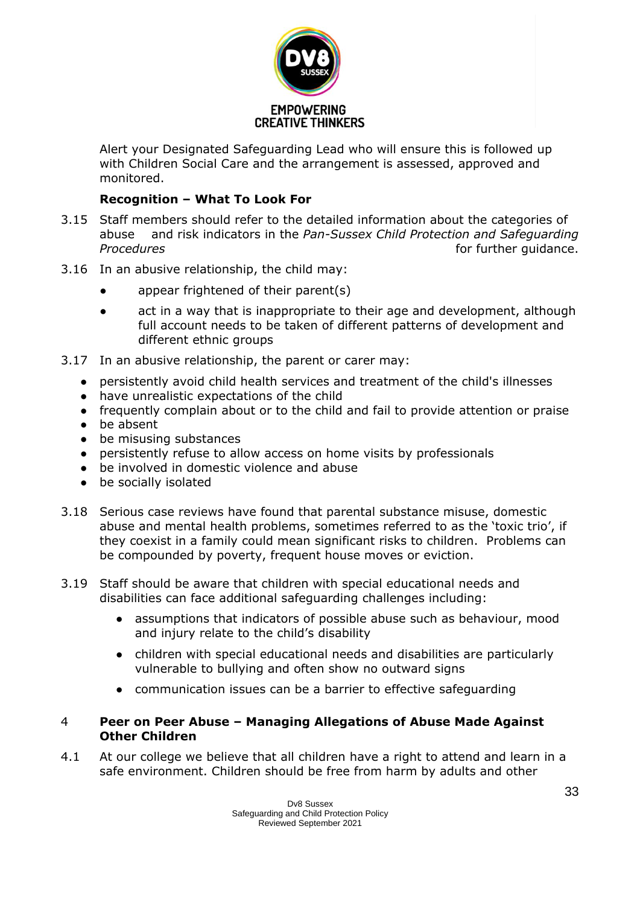Alert your Designated Safeguarding Lead who will ensure this is followed up with Children Social Care and the arrangement is assessed, approved and monitored.

**Recognition – What To Look For**

3.15 Staff members should refer to the detailed information about the categories of abuse and risk indicators in the *Pan-Sussex Child Protection and Safeguarding Procedures* for further guidance.

3.16 In an abusive relationship, the child may:

- appear frightened of their parent(s)
- act in a way that is inappropriate to their age and development, although full account needs to be taken of different patterns of development and different ethnic groups

3.17 In an abusive relationship, the parent or carer may:

- persistently avoid child health services and treatment of the child's illnesses
- have unrealistic expectations of the child
- frequently complain about or to the child and fail to provide attention or praise
- be absent
- be misusing substances
- persistently refuse to allow access on home visits by professionals
- be involved in domestic violence and abuse
- be socially isolated

3.18 Serious case reviews have found that parental substance misuse, domestic abuse and mental health problems, sometimes referred to as the 'toxic trio', if they coexist in a family could mean significant risks to children. Problems can be compounded by poverty, frequent house moves or eviction.

3.19 Staff should be aware that children with special educational needs and disabilities can face additional safeguarding challenges including:

- assumptions that indicators of possible abuse such as behaviour, mood and injury relate to the child's disability
- children with special educational needs and disabilities are particularly vulnerable to bullying and often show no outward signs
- communication issues can be a barrier to effective safeguarding

## 4 Peer on Peer Abuse – Managing Allegations of Abuse Made Against Other Children

4.1 At our college we believe that all children have a right to attend and learn in a safe environment. Children should be free from harm by adults and other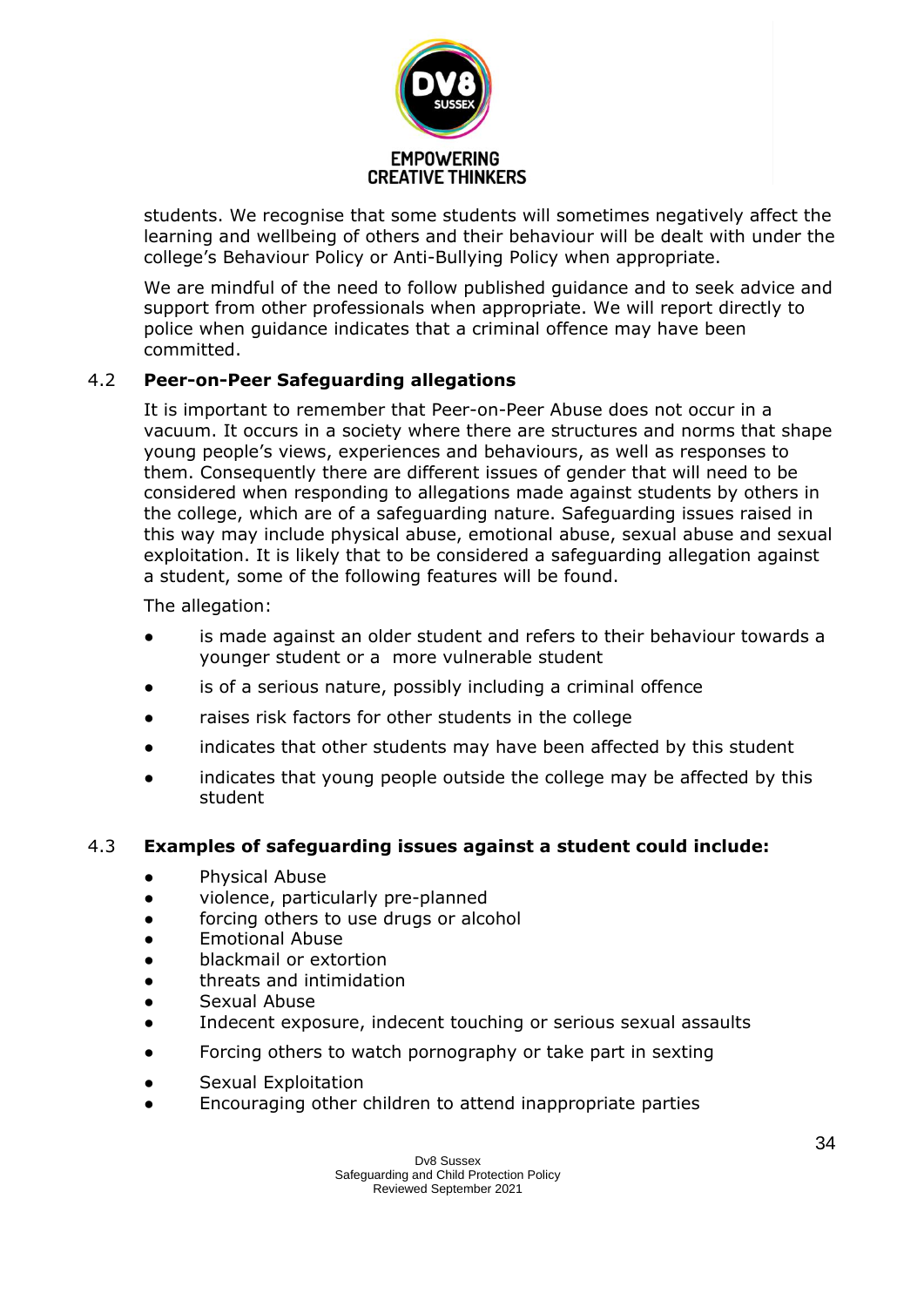students. We recognise that some students will sometimes negatively affect the learning and wellbeing of others and their behaviour will be dealt with under the college's Behaviour Policy or Anti-Bullying Policy when appropriate.

We are mindful of the need to follow published guidance and to seek advice and support from other professionals when appropriate. We will report directly to police when guidance indicates that a criminal offence may have been committed.

### 4.2 Peer-on-Peer Safeguarding allegations

It is important to remember that Peer-on-Peer Abuse does not occur in a vacuum. It occurs in a society where there are structures and norms that shape young people's views, experiences and behaviours, as well as responses to them. Consequently there are different issues of gender that will need to be considered when responding to allegations made against students by others in the college, which are of a safeguarding nature. Safeguarding issues raised in this way may include physical abuse, emotional abuse, sexual abuse and sexual exploitation. It is likely that to be considered a safeguarding allegation against a student, some of the following features will be found.

The allegation:

- is made against an older student and refers to their behaviour towards a younger student or a more vulnerable student
- is of a serious nature, possibly including a criminal offence
- raises risk factors for other students in the college
- indicates that other students may have been affected by this student
- indicates that young people outside the college may be affected by this student

### 4.3 Examples of safeguarding issues against a student could include:

- Physical Abuse
- violence, particularly pre-planned
- forcing others to use drugs or alcohol
- Emotional Abuse
- blackmail or extortion
- threats and intimidation
- Sexual Abuse
- Indecent exposure, indecent touching or serious sexual assaults
- Forcing others to watch pornography or take part in sexting
- Sexual Exploitation
- Encouraging other children to attend inappropriate parties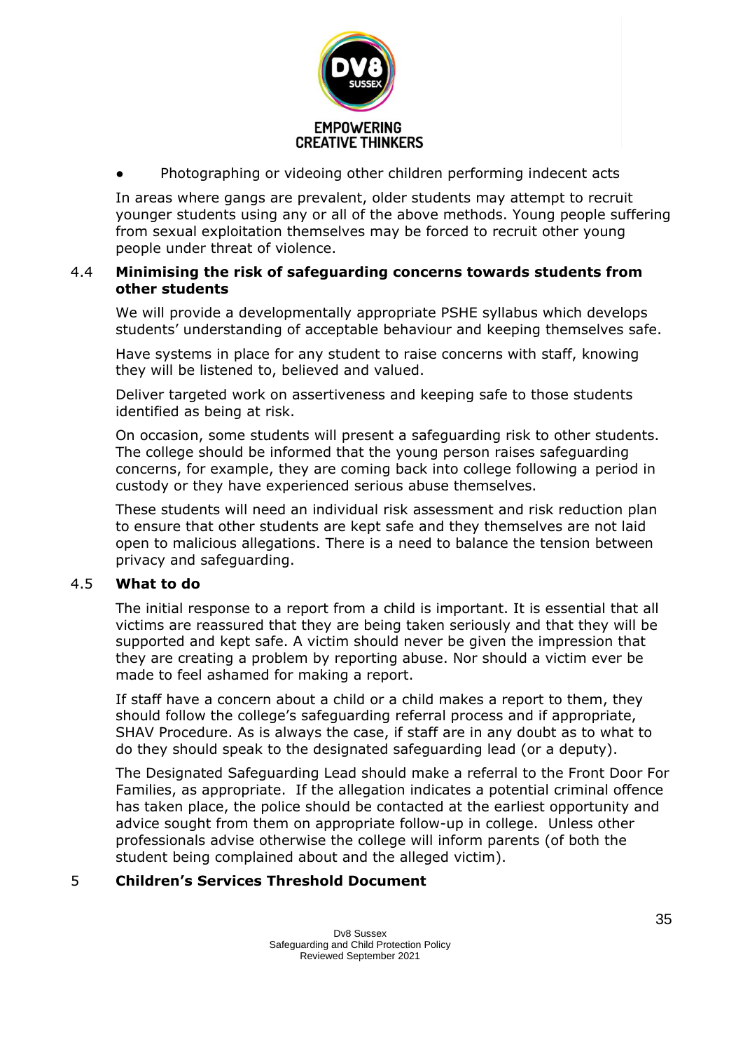- Photographing or videoing other children performing indecent acts

In areas where gangs are prevalent, older students may attempt to recruit younger students using any or all of the above methods. Young people suffering from sexual exploitation themselves may be forced to recruit other young people under threat of violence.

### 4.4 Minimising the risk of safeguarding concerns towards students from other students

We will provide a developmentally appropriate PSHE syllabus which develops students' understanding of acceptable behaviour and keeping themselves safe.

Have systems in place for any student to raise concerns with staff, knowing they will be listened to, believed and valued.

Deliver targeted work on assertiveness and keeping safe to those students identified as being at risk.

On occasion, some students will present a safeguarding risk to other students. The college should be informed that the young person raises safeguarding concerns, for example, they are coming back into college following a period in custody or they have experienced serious abuse themselves.

These students will need an individual risk assessment and risk reduction plan to ensure that other students are kept safe and they themselves are not laid open to malicious allegations. There is a need to balance the tension between privacy and safeguarding.

### 4.5 What to do

The initial response to a report from a child is important. It is essential that all victims are reassured that they are being taken seriously and that they will be supported and kept safe. A victim should never be given the impression that they are creating a problem by reporting abuse. Nor should a victim ever be made to feel ashamed for making a report.

If staff have a concern about a child or a child makes a report to them, they should follow the college's safeguarding referral process and if appropriate, SHAV Procedure. As is always the case, if staff are in any doubt as to what to do they should speak to the designated safeguarding lead (or a deputy).

The Designated Safeguarding Lead should make a referral to the Front Door For Families, as appropriate. If the allegation indicates a potential criminal offence has taken place, the police should be contacted at the earliest opportunity and advice sought from them on appropriate follow-up in college. Unless other professionals advise otherwise the college will inform parents (of both the student being complained about and the alleged victim).

## 5 Children's Services Threshold Document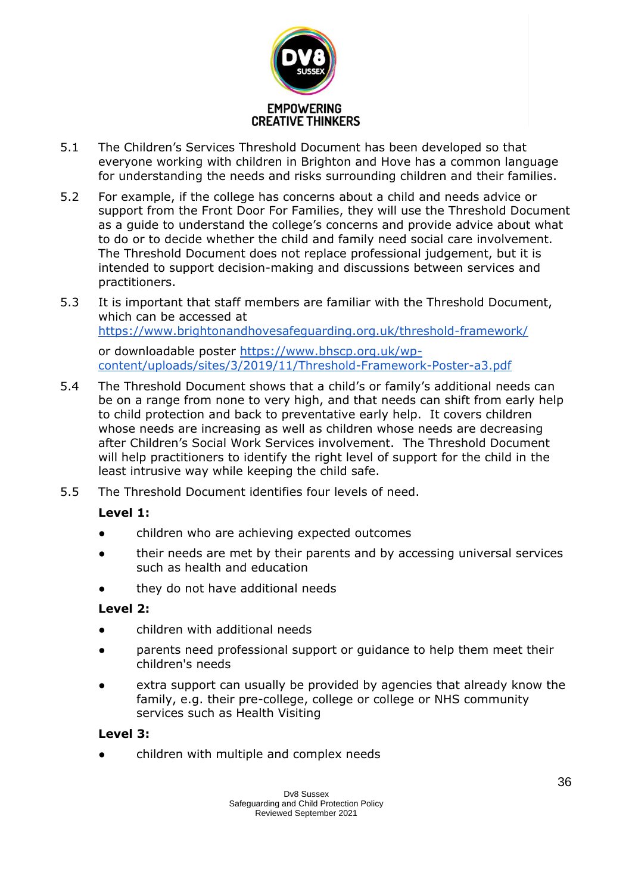5.1 The Children's Services Threshold Document has been developed so that everyone working with children in Brighton and Hove has a common language for understanding the needs and risks surrounding children and their families.

5.2 For example, if the college has concerns about a child and needs advice or support from the Front Door For Families, they will use the Threshold Document as a guide to understand the college's concerns and provide advice about what to do or to decide whether the child and family need social care involvement. The Threshold Document does not replace professional judgement, but it is intended to support decision-making and discussions between services and practitioners.

5.3 It is important that staff members are familiar with the Threshold Document, which can be accessed at https://www.brightonandhovesafeguarding.org.uk/threshold-framework/

or downloadable poster https://www.bhscp.org.uk/wp-content/uploads/sites/3/2019/11/Threshold-Framework-Poster-a3.pdf

5.4 The Threshold Document shows that a child's or family's additional needs can be on a range from none to very high, and that needs can shift from early help to child protection and back to preventative early help. It covers children whose needs are increasing as well as children whose needs are decreasing after Children's Social Work Services involvement. The Threshold Document will help practitioners to identify the right level of support for the child in the least intrusive way while keeping the child safe.

5.5 The Threshold Document identifies four levels of need.

**Level 1:**

- children who are achieving expected outcomes
- their needs are met by their parents and by accessing universal services such as health and education
- they do not have additional needs

**Level 2:**

- children with additional needs
- parents need professional support or guidance to help them meet their children's needs
- extra support can usually be provided by agencies that already know the family, e.g. their pre-college, college or college or NHS community services such as Health Visiting

**Level 3:**

- children with multiple and complex needs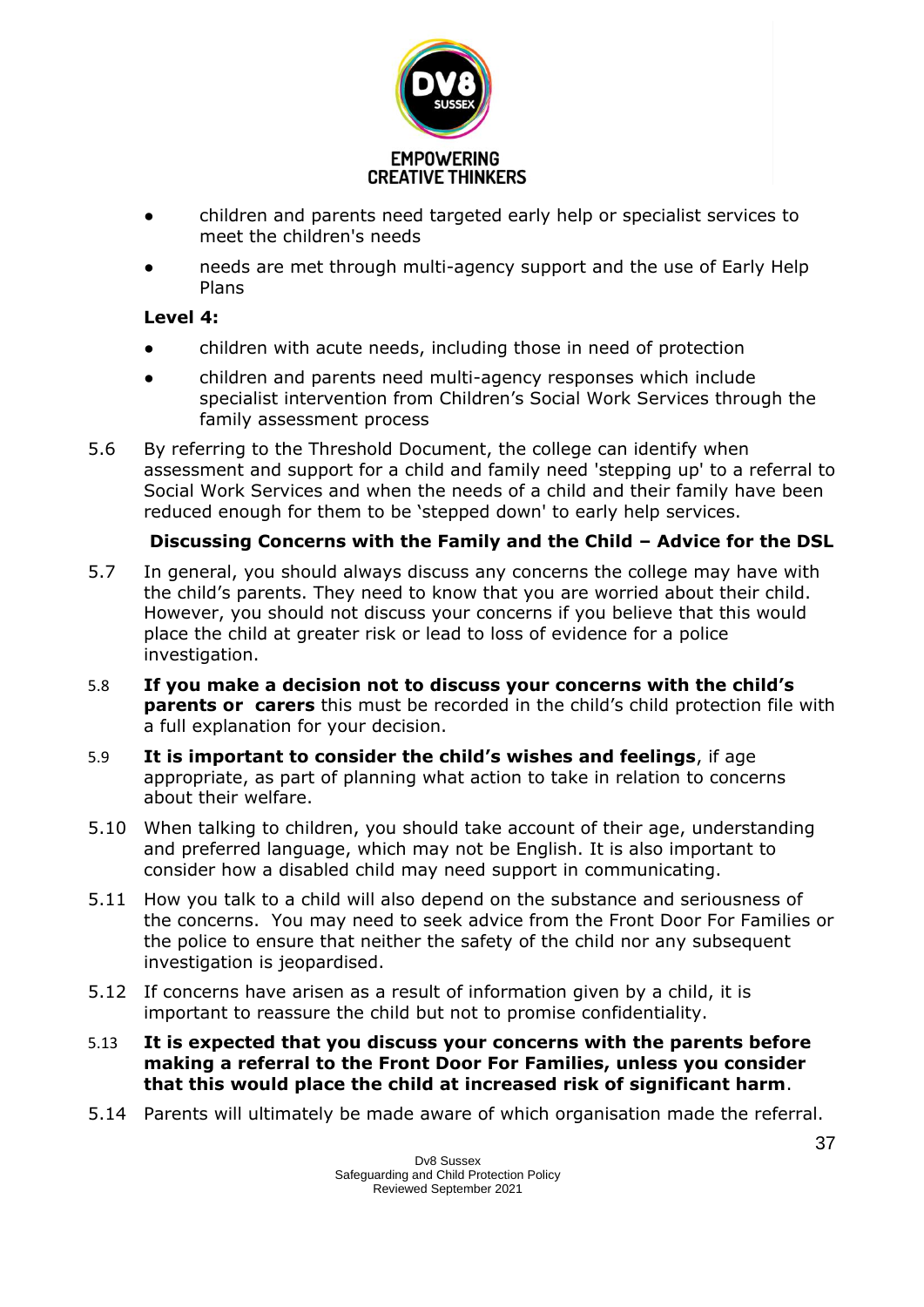- children and parents need targeted early help or specialist services to meet the children's needs
- needs are met through multi-agency support and the use of Early Help Plans

**Level 4:**

- children with acute needs, including those in need of protection
- children and parents need multi-agency responses which include specialist intervention from Children's Social Work Services through the family assessment process

5.6 By referring to the Threshold Document, the college can identify when assessment and support for a child and family need 'stepping up' to a referral to Social Work Services and when the needs of a child and their family have been reduced enough for them to be 'stepped down' to early help services.

**Discussing Concerns with the Family and the Child – Advice for the DSL**

5.7 In general, you should always discuss any concerns the college may have with the child's parents. They need to know that you are worried about their child. However, you should not discuss your concerns if you believe that this would place the child at greater risk or lead to loss of evidence for a police investigation.

5.8 **If you make a decision not to discuss your concerns with the child's parents or carers** this must be recorded in the child's child protection file with a full explanation for your decision.

5.9 **It is important to consider the child's wishes and feelings**, if age appropriate, as part of planning what action to take in relation to concerns about their welfare.

5.10 When talking to children, you should take account of their age, understanding and preferred language, which may not be English. It is also important to consider how a disabled child may need support in communicating.

5.11 How you talk to a child will also depend on the substance and seriousness of the concerns. You may need to seek advice from the Front Door For Families or the police to ensure that neither the safety of the child nor any subsequent investigation is jeopardised.

5.12 If concerns have arisen as a result of information given by a child, it is important to reassure the child but not to promise confidentiality.

5.13 **It is expected that you discuss your concerns with the parents before making a referral to the Front Door For Families, unless you consider that this would place the child at increased risk of significant harm**.

5.14 Parents will ultimately be made aware of which organisation made the referral.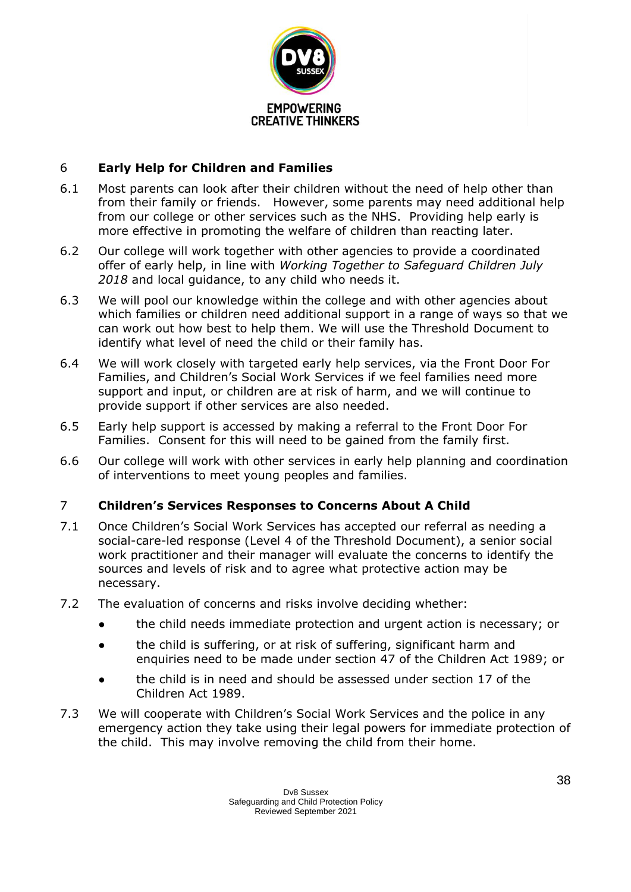## 6 Early Help for Children and Families

6.1 Most parents can look after their children without the need of help other than from their family or friends. However, some parents may need additional help from our college or other services such as the NHS. Providing help early is more effective in promoting the welfare of children than reacting later.

6.2 Our college will work together with other agencies to provide a coordinated offer of early help, in line with *Working Together to Safeguard Children July 2018* and local guidance, to any child who needs it.

6.3 We will pool our knowledge within the college and with other agencies about which families or children need additional support in a range of ways so that we can work out how best to help them. We will use the Threshold Document to identify what level of need the child or their family has.

6.4 We will work closely with targeted early help services, via the Front Door For Families, and Children's Social Work Services if we feel families need more support and input, or children are at risk of harm, and we will continue to provide support if other services are also needed.

6.5 Early help support is accessed by making a referral to the Front Door For Families. Consent for this will need to be gained from the family first.

6.6 Our college will work with other services in early help planning and coordination of interventions to meet young peoples and families.

## 7 Children's Services Responses to Concerns About A Child

7.1 Once Children's Social Work Services has accepted our referral as needing a social-care-led response (Level 4 of the Threshold Document), a senior social work practitioner and their manager will evaluate the concerns to identify the sources and levels of risk and to agree what protective action may be necessary.

7.2 The evaluation of concerns and risks involve deciding whether:

- the child needs immediate protection and urgent action is necessary; or
- the child is suffering, or at risk of suffering, significant harm and enquiries need to be made under section 47 of the Children Act 1989; or
- the child is in need and should be assessed under section 17 of the Children Act 1989.

7.3 We will cooperate with Children's Social Work Services and the police in any emergency action they take using their legal powers for immediate protection of the child. This may involve removing the child from their home.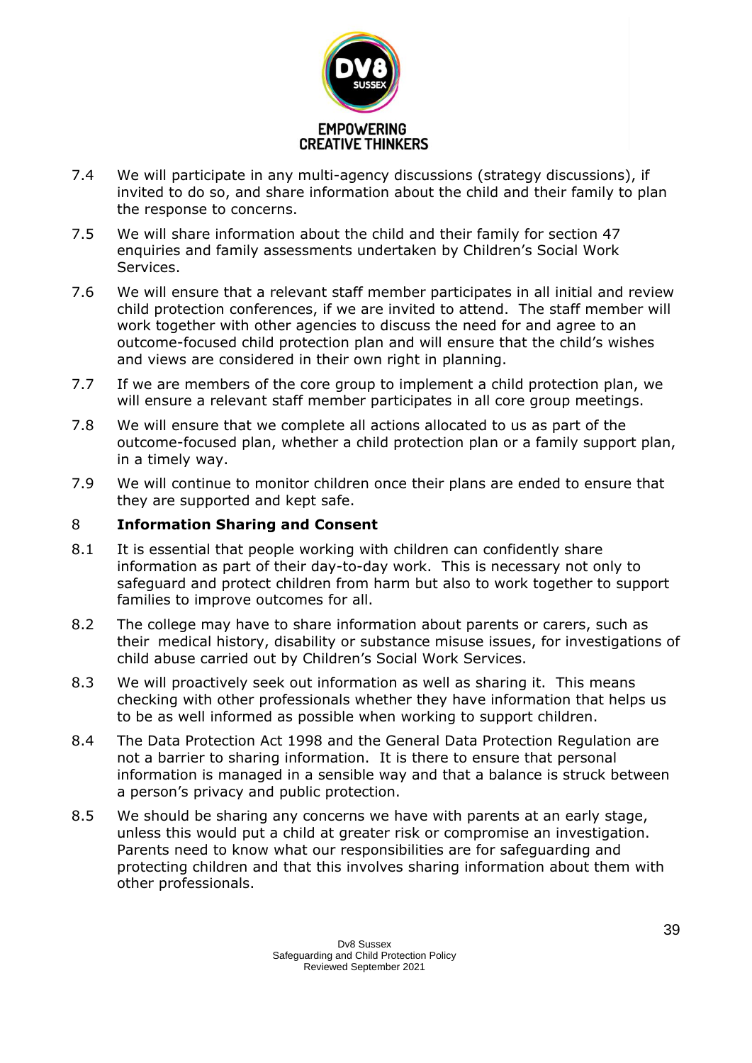7.4 We will participate in any multi-agency discussions (strategy discussions), if invited to do so, and share information about the child and their family to plan the response to concerns.

7.5 We will share information about the child and their family for section 47 enquiries and family assessments undertaken by Children's Social Work Services.

7.6 We will ensure that a relevant staff member participates in all initial and review child protection conferences, if we are invited to attend. The staff member will work together with other agencies to discuss the need for and agree to an outcome-focused child protection plan and will ensure that the child's wishes and views are considered in their own right in planning.

7.7 If we are members of the core group to implement a child protection plan, we will ensure a relevant staff member participates in all core group meetings.

7.8 We will ensure that we complete all actions allocated to us as part of the outcome-focused plan, whether a child protection plan or a family support plan, in a timely way.

7.9 We will continue to monitor children once their plans are ended to ensure that they are supported and kept safe.

## 8 Information Sharing and Consent

8.1 It is essential that people working with children can confidently share information as part of their day-to-day work. This is necessary not only to safeguard and protect children from harm but also to work together to support families to improve outcomes for all.

8.2 The college may have to share information about parents or carers, such as their medical history, disability or substance misuse issues, for investigations of child abuse carried out by Children's Social Work Services.

8.3 We will proactively seek out information as well as sharing it. This means checking with other professionals whether they have information that helps us to be as well informed as possible when working to support children.

8.4 The Data Protection Act 1998 and the General Data Protection Regulation are not a barrier to sharing information. It is there to ensure that personal information is managed in a sensible way and that a balance is struck between a person's privacy and public protection.

8.5 We should be sharing any concerns we have with parents at an early stage, unless this would put a child at greater risk or compromise an investigation. Parents need to know what our responsibilities are for safeguarding and protecting children and that this involves sharing information about them with other professionals.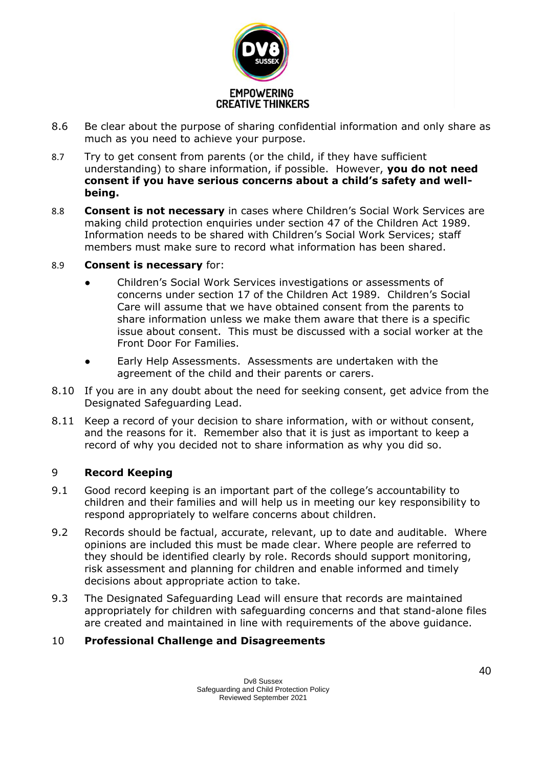8.6 Be clear about the purpose of sharing confidential information and only share as much as you need to achieve your purpose.

8.7 Try to get consent from parents (or the child, if they have sufficient understanding) to share information, if possible. However, **you do not need consent if you have serious concerns about a child's safety and well-being.**

8.8 **Consent is not necessary** in cases where Children's Social Work Services are making child protection enquiries under section 47 of the Children Act 1989. Information needs to be shared with Children's Social Work Services; staff members must make sure to record what information has been shared.

8.9 **Consent is necessary** for:

- Children's Social Work Services investigations or assessments of concerns under section 17 of the Children Act 1989. Children's Social Care will assume that we have obtained consent from the parents to share information unless we make them aware that there is a specific issue about consent. This must be discussed with a social worker at the Front Door For Families.
- Early Help Assessments. Assessments are undertaken with the agreement of the child and their parents or carers.

8.10 If you are in any doubt about the need for seeking consent, get advice from the Designated Safeguarding Lead.

8.11 Keep a record of your decision to share information, with or without consent, and the reasons for it. Remember also that it is just as important to keep a record of why you decided not to share information as why you did so.

## 9 Record Keeping

9.1 Good record keeping is an important part of the college's accountability to children and their families and will help us in meeting our key responsibility to respond appropriately to welfare concerns about children.

9.2 Records should be factual, accurate, relevant, up to date and auditable. Where opinions are included this must be made clear. Where people are referred to they should be identified clearly by role. Records should support monitoring, risk assessment and planning for children and enable informed and timely decisions about appropriate action to take.

9.3 The Designated Safeguarding Lead will ensure that records are maintained appropriately for children with safeguarding concerns and that stand-alone files are created and maintained in line with requirements of the above guidance.

## 10 Professional Challenge and Disagreements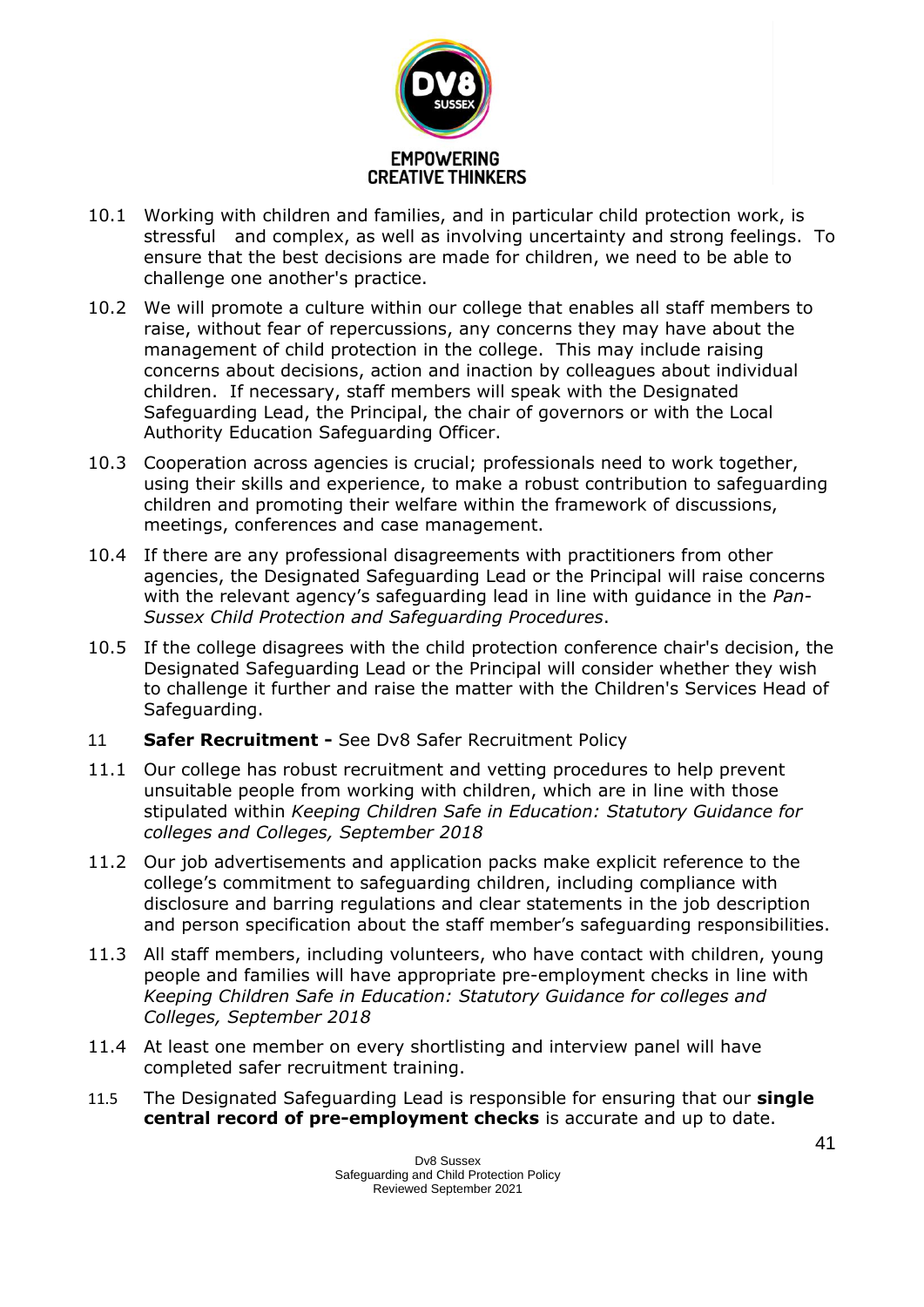10.1 Working with children and families, and in particular child protection work, is stressful and complex, as well as involving uncertainty and strong feelings. To ensure that the best decisions are made for children, we need to be able to challenge one another's practice.

10.2 We will promote a culture within our college that enables all staff members to raise, without fear of repercussions, any concerns they may have about the management of child protection in the college. This may include raising concerns about decisions, action and inaction by colleagues about individual children. If necessary, staff members will speak with the Designated Safeguarding Lead, the Principal, the chair of governors or with the Local Authority Education Safeguarding Officer.

10.3 Cooperation across agencies is crucial; professionals need to work together, using their skills and experience, to make a robust contribution to safeguarding children and promoting their welfare within the framework of discussions, meetings, conferences and case management.

10.4 If there are any professional disagreements with practitioners from other agencies, the Designated Safeguarding Lead or the Principal will raise concerns with the relevant agency's safeguarding lead in line with guidance in the *Pan-Sussex Child Protection and Safeguarding Procedures*.

10.5 If the college disagrees with the child protection conference chair's decision, the Designated Safeguarding Lead or the Principal will consider whether they wish to challenge it further and raise the matter with the Children's Services Head of Safeguarding.

11 **Safer Recruitment -** See Dv8 Safer Recruitment Policy

11.1 Our college has robust recruitment and vetting procedures to help prevent unsuitable people from working with children, which are in line with those stipulated within *Keeping Children Safe in Education: Statutory Guidance for colleges and Colleges, September 2018*

11.2 Our job advertisements and application packs make explicit reference to the college's commitment to safeguarding children, including compliance with disclosure and barring regulations and clear statements in the job description and person specification about the staff member's safeguarding responsibilities.

11.3 All staff members, including volunteers, who have contact with children, young people and families will have appropriate pre-employment checks in line with *Keeping Children Safe in Education: Statutory Guidance for colleges and Colleges, September 2018*

11.4 At least one member on every shortlisting and interview panel will have completed safer recruitment training.

11.5 The Designated Safeguarding Lead is responsible for ensuring that our **single central record of pre-employment checks** is accurate and up to date.